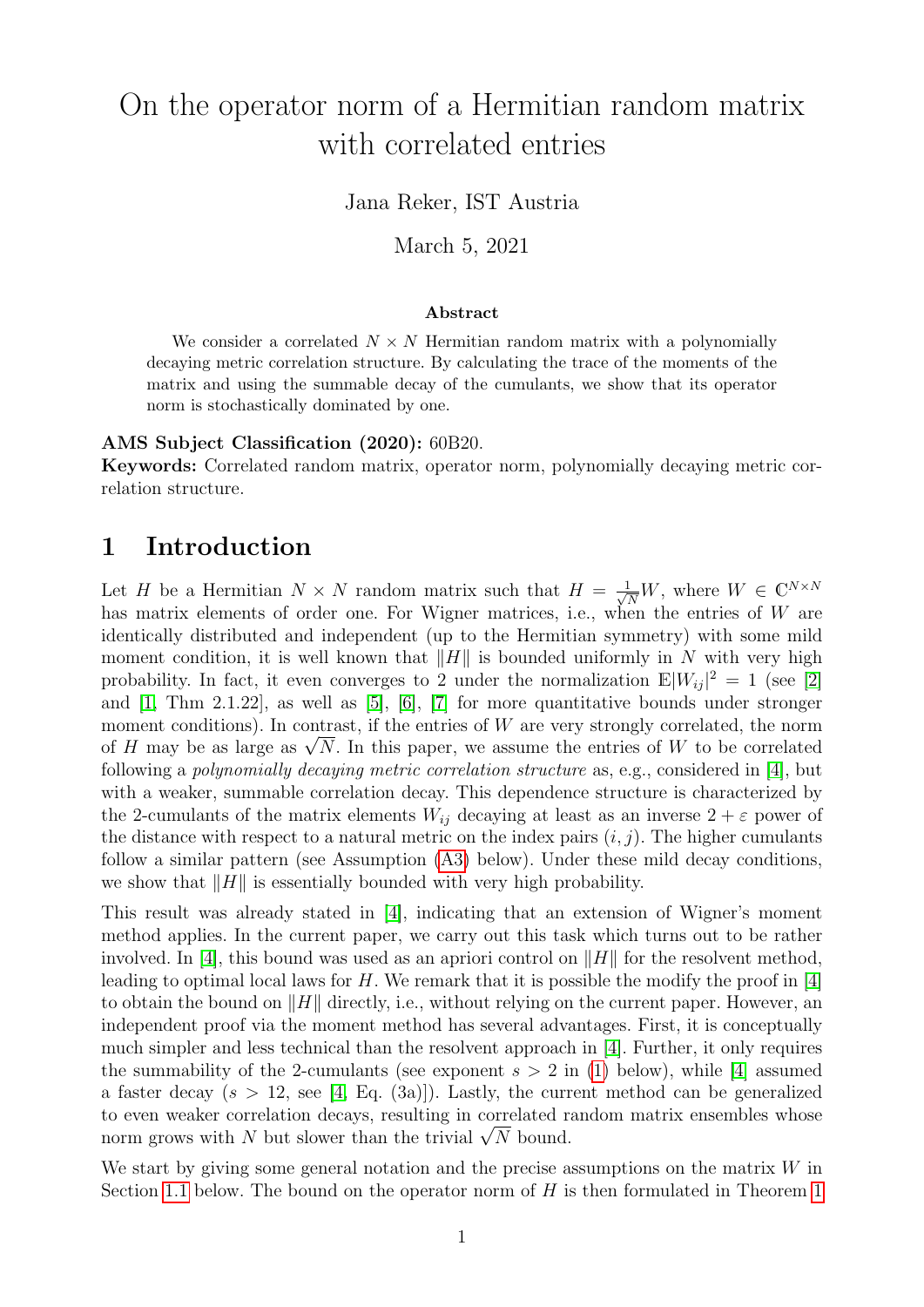# On the operator norm of a Hermitian random matrix with correlated entries

Jana Reker, IST Austria

March 5, 2021

**Abstract**

We consider a correlated $N \times N$ Hermitian random matrix with a polynomially decaying metric correlation structure. By calculating the trace of the moments of the matrix and using the summable decay of the cumulants, we show that its operator norm is stochastically dominated by one.

**AMS Subject Classification (2020):** 60B20.

**Keywords:** Correlated random matrix, operator norm, polynomially decaying metric correlation structure.

## 1 Introduction

Let $H$ be a Hermitian $N \times N$ random matrix such that $H = \frac{1}{\sqrt{N}}W$, where $W \in \mathbb{C}^{N\times N}$ has matrix elements of order one. For Wigner matrices, i.e., when the entries of $W$ are identically distributed and independent (up to the Hermitian symmetry) with some mild moment condition, it is well known that $\|H\|$ is bounded uniformly in $N$ with very high probability. In fact, it even converges to 2 under the normalization $\mathbb{E}|W_{ij}|^2 = 1$ (see [2] and [1, Thm 2.1.22], as well as [5], [6], [7] for more quantitative bounds under stronger moment conditions). In contrast, if the entries of $W$ are very strongly correlated, the norm of $H$ may be as large as $\sqrt{N}$. In this paper, we assume the entries of $W$ to be correlated following a *polynomially decaying metric correlation structure* as, e.g., considered in [4], but with a weaker, summable correlation decay. This dependence structure is characterized by the 2-cumulants of the matrix elements $W_{ij}$ decaying at least as an inverse $2 + \varepsilon$ power of the distance with respect to a natural metric on the index pairs $(i, j)$. The higher cumulants follow a similar pattern (see Assumption (A3) below). Under these mild decay conditions, we show that $\|H\|$ is essentially bounded with very high probability.

This result was already stated in [4], indicating that an extension of Wigner's moment method applies. In the current paper, we carry out this task which turns out to be rather involved. In [4], this bound was used as an apriori control on $\|H\|$ for the resolvent method, leading to optimal local laws for $H$. We remark that it is possible the modify the proof in [4] to obtain the bound on $\|H\|$ directly, i.e., without relying on the current paper. However, an independent proof via the moment method has several advantages. First, it is conceptually much simpler and less technical than the resolvent approach in [4]. Further, it only requires the summability of the 2-cumulants (see exponent $s > 2$ in (1) below), while [4] assumed a faster decay ($s > 12$, see [4, Eq. (3a)]). Lastly, the current method can be generalized to even weaker correlation decays, resulting in correlated random matrix ensembles whose norm grows with $N$ but slower than the trivial $\sqrt{N}$ bound.

We start by giving some general notation and the precise assumptions on the matrix $W$ in Section 1.1 below. The bound on the operator norm of $H$ is then formulated in Theorem 1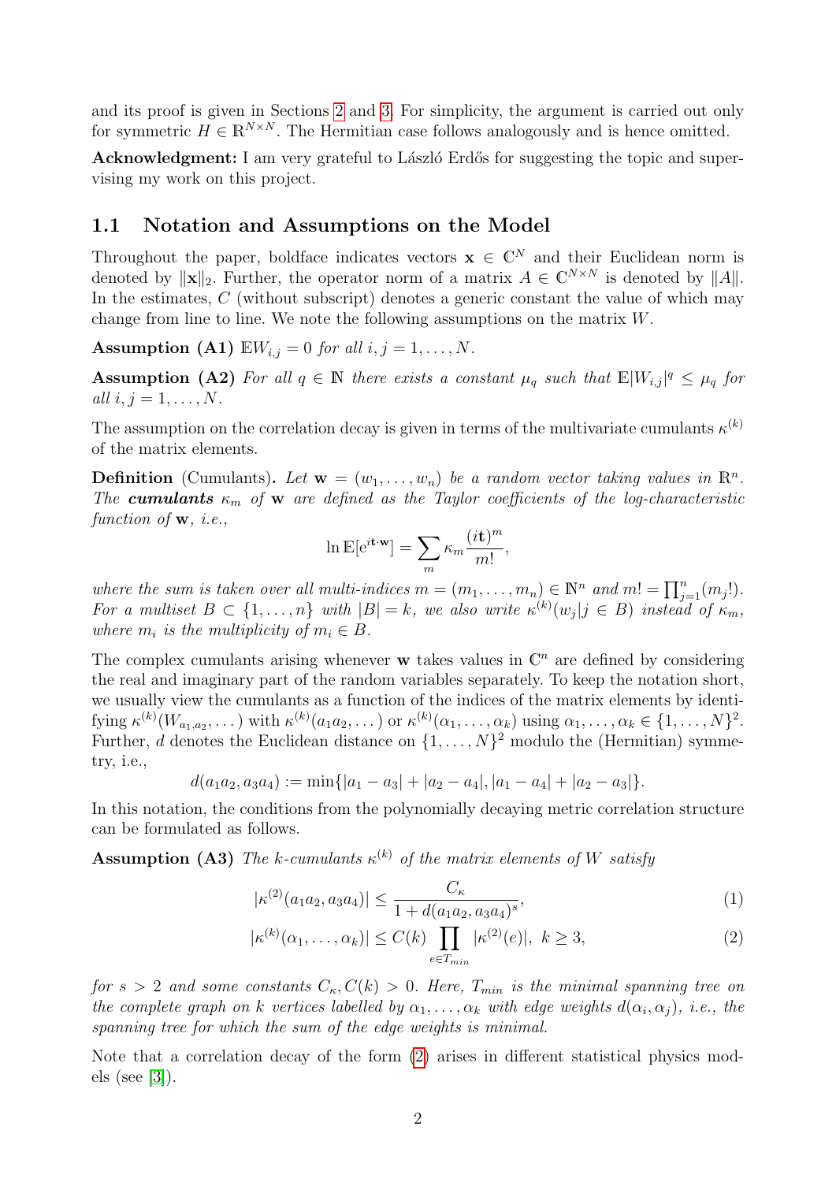and its proof is given in Sections 2 and 3. For simplicity, the argument is carried out only for symmetric $H \in \mathbb{R}^{N\times N}$. The Hermitian case follows analogously and is hence omitted.

**Acknowledgment:** I am very grateful to László Erdős for suggesting the topic and supervising my work on this project.

## 1.1 Notation and Assumptions on the Model

Throughout the paper, boldface indicates vectors $\mathbf{x} \in \mathbb{C}^N$ and their Euclidean norm is denoted by $\|\mathbf{x}\|_2$. Further, the operator norm of a matrix $A \in \mathbb{C}^{N\times N}$ is denoted by $\|A\|$. In the estimates, $C$ (without subscript) denotes a generic constant the value of which may change from line to line. We note the following assumptions on the matrix $W$.

**Assumption (A1)** *$\mathbb{E}W_{i,j} = 0$ for all $i, j = 1, \dots, N$.*

**Assumption (A2)** *For all $q \in \mathbb{N}$ there exists a constant $\mu_q$ such that $\mathbb{E}|W_{i,j}|^q \leq \mu_q$ for all $i, j = 1, \dots, N$.*

The assumption on the correlation decay is given in terms of the multivariate cumulants $\kappa^{(k)}$ of the matrix elements.

**Definition** (Cumulants)**.** *Let $\mathbf{w} = (w_1, \dots, w_n)$ be a random vector taking values in $\mathbb{R}^n$. The **cumulants** $\kappa_m$ of $\mathbf{w}$ are defined as the Taylor coefficients of the log-characteristic function of $\mathbf{w}$, i.e.,*

$$\ln \mathbb{E}[\mathrm{e}^{i\mathbf{t}\cdot\mathbf{w}}] = \sum_m \kappa_m \frac{(i\mathbf{t})^m}{m!},$$

*where the sum is taken over all multi-indices $m = (m_1, \dots, m_n) \in \mathbb{N}^n$ and $m! = \prod_{j=1}^n (m_j!)$. For a multiset $B \subset \{1, \dots, n\}$ with $|B| = k$, we also write $\kappa^{(k)}(w_j | j \in B)$ instead of $\kappa_m$, where $m_i$ is the multiplicity of $m_i \in B$.*

The complex cumulants arising whenever $\mathbf{w}$ takes values in $\mathbb{C}^n$ are defined by considering the real and imaginary part of the random variables separately. To keep the notation short, we usually view the cumulants as a function of the indices of the matrix elements by identifying $\kappa^{(k)}(W_{a_1,a_2}, \dots)$ with $\kappa^{(k)}(a_1a_2, \dots)$ or $\kappa^{(k)}(\alpha_1, \dots, \alpha_k)$ using $\alpha_1, \dots, \alpha_k \in \{1, \dots, N\}^2$. Further, $d$ denotes the Euclidean distance on $\{1, \dots, N\}^2$ modulo the (Hermitian) symmetry, i.e.,

$$d(a_1a_2, a_3a_4) := \min\{|a_1 - a_3| + |a_2 - a_4|, |a_1 - a_4| + |a_2 - a_3|\}.$$

In this notation, the conditions from the polynomially decaying metric correlation structure can be formulated as follows.

**Assumption (A3)** *The $k$-cumulants $\kappa^{(k)}$ of the matrix elements of $W$ satisfy*

$$|\kappa^{(2)}(a_1a_2, a_3a_4)| \leq \frac{C_\kappa}{1 + d(a_1a_2, a_3a_4)^s}, \tag{1}$$

$$|\kappa^{(k)}(\alpha_1, \dots, \alpha_k)| \leq C(k) \prod_{e\in T_{min}} |\kappa^{(2)}(e)|, \;\; k \geq 3, \tag{2}$$

*for $s > 2$ and some constants $C_\kappa, C(k) > 0$. Here, $T_{min}$ is the minimal spanning tree on the complete graph on $k$ vertices labelled by $\alpha_1, \dots, \alpha_k$ with edge weights $d(\alpha_i, \alpha_j)$, i.e., the spanning tree for which the sum of the edge weights is minimal.*

Note that a correlation decay of the form (2) arises in different statistical physics models (see [3]).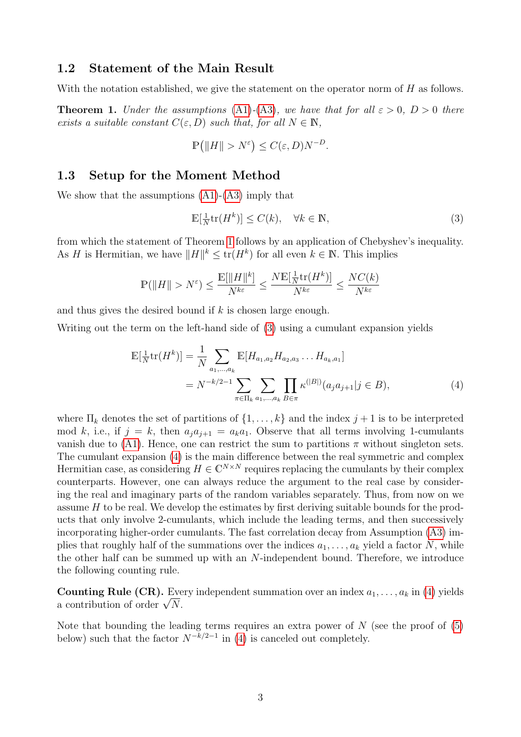## 1.2 Statement of the Main Result

With the notation established, we give the statement on the operator norm of $H$ as follows.

**Theorem 1.** *Under the assumptions (A1)-(A3), we have that for all $\varepsilon > 0$, $D > 0$ there exists a suitable constant $C(\varepsilon, D)$ such that, for all $N \in \mathbb{N}$,*

$$\mathbb{P}\big(\|H\| > N^{\varepsilon}\big) \leq C(\varepsilon, D) N^{-D}.$$

## 1.3 Setup for the Moment Method

We show that the assumptions (A1)-(A3) imply that

$$\mathbb{E}[\tfrac{1}{N}\mathrm{tr}(H^k)] \leq C(k), \quad \forall k \in \mathbb{N}, \tag{3}$$

from which the statement of Theorem 1 follows by an application of Chebyshev's inequality. As $H$ is Hermitian, we have $\|H\|^k \leq \mathrm{tr}(H^k)$ for all even $k \in \mathbb{N}$. This implies

$$\mathbb{P}(\|H\| > N^{\varepsilon}) \leq \frac{\mathbb{E}[\|H\|^k]}{N^{k\varepsilon}} \leq \frac{N\mathbb{E}[\frac{1}{N}\mathrm{tr}(H^k)]}{N^{k\varepsilon}} \leq \frac{NC(k)}{N^{k\varepsilon}}$$

and thus gives the desired bound if $k$ is chosen large enough.

Writing out the term on the left-hand side of (3) using a cumulant expansion yields

$$\begin{aligned}\mathbb{E}[\tfrac{1}{N}\mathrm{tr}(H^k)] &= \frac{1}{N}\sum_{a_1,\ldots,a_k} \mathbb{E}[H_{a_1,a_2}H_{a_2,a_3}\ldots H_{a_k,a_1}] \\ &= N^{-k/2-1}\sum_{\pi\in\Pi_k}\sum_{a_1,\ldots,a_k}\prod_{B\in\pi}\kappa^{(|B|)}(a_j a_{j+1}|j\in B),\end{aligned} \tag{4}$$

where $\Pi_k$ denotes the set of partitions of $\{1,\ldots,k\}$ and the index $j+1$ is to be interpreted mod $k$, i.e., if $j = k$, then $a_j a_{j+1} = a_k a_1$. Observe that all terms involving 1-cumulants vanish due to (A1). Hence, one can restrict the sum to partitions $\pi$ without singleton sets. The cumulant expansion (4) is the main difference between the real symmetric and complex Hermitian case, as considering $H \in \mathbb{C}^{N\times N}$ requires replacing the cumulants by their complex counterparts. However, one can always reduce the argument to the real case by considering the real and imaginary parts of the random variables separately. Thus, from now on we assume $H$ to be real. We develop the estimates by first deriving suitable bounds for the products that only involve 2-cumulants, which include the leading terms, and then successively incorporating higher-order cumulants. The fast correlation decay from Assumption (A3) implies that roughly half of the summations over the indices $a_1,\ldots,a_k$ yield a factor $N$, while the other half can be summed up with an $N$-independent bound. Therefore, we introduce the following counting rule.

**Counting Rule (CR).** Every independent summation over an index $a_1,\ldots,a_k$ in (4) yields a contribution of order $\sqrt{N}$.

Note that bounding the leading terms requires an extra power of $N$ (see the proof of (5) below) such that the factor $N^{-k/2-1}$ in (4) is canceled out completely.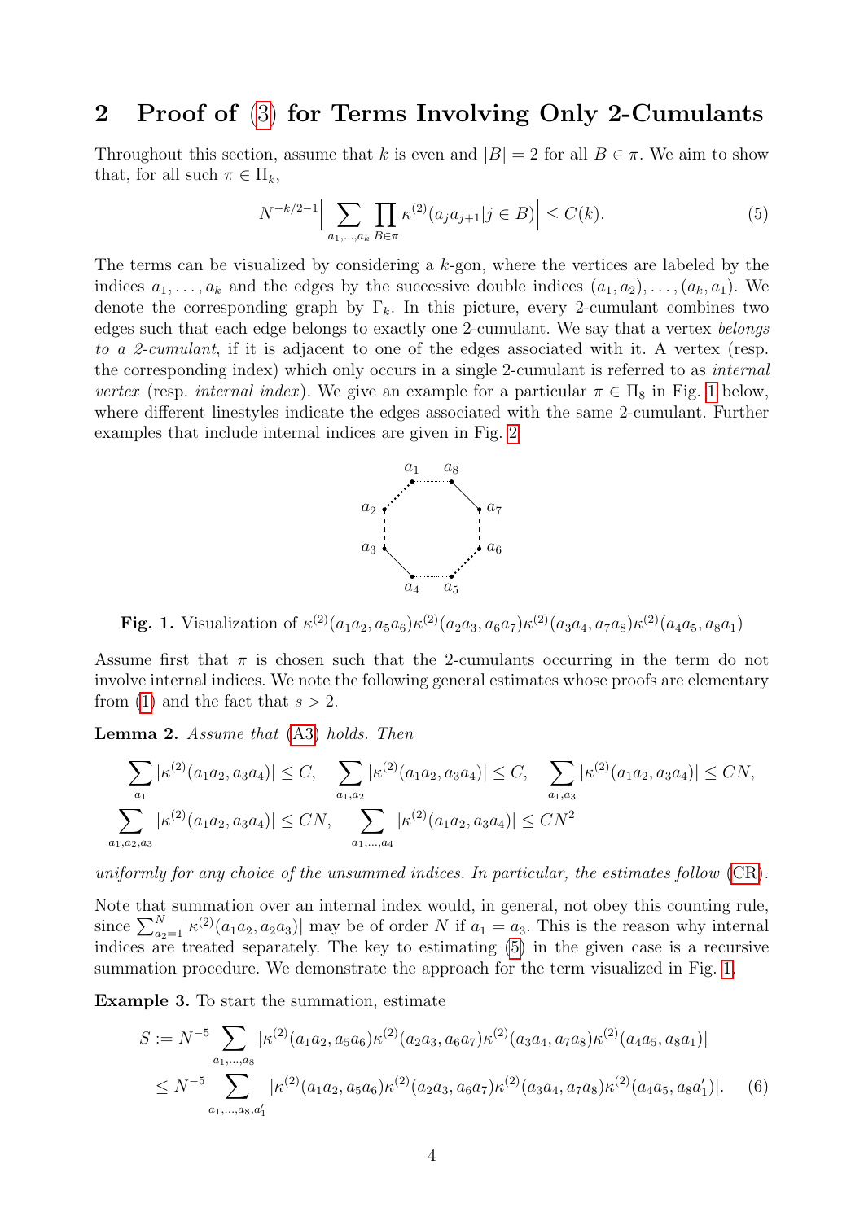## 2 Proof of (3) for Terms Involving Only 2-Cumulants

Throughout this section, assume that $k$ is even and $|B| = 2$ for all $B \in \pi$. We aim to show that, for all such $\pi \in \Pi_k$,

$$N^{-k/2-1}\Big| \sum_{a_1,\dots,a_k} \prod_{B\in\pi} \kappa^{(2)}(a_j a_{j+1} | j \in B)\Big| \leq C(k). \tag{5}$$

The terms can be visualized by considering a $k$-gon, where the vertices are labeled by the indices $a_1, \dots, a_k$ and the edges by the successive double indices $(a_1, a_2), \dots, (a_k, a_1)$. We denote the corresponding graph by $\Gamma_k$. In this picture, every 2-cumulant combines two edges such that each edge belongs to exactly one 2-cumulant. We say that a vertex *belongs to a 2-cumulant*, if it is adjacent to one of the edges associated with it. A vertex (resp. the corresponding index) which only occurs in a single 2-cumulant is referred to as *internal vertex* (resp. *internal index*). We give an example for a particular $\pi \in \Pi_8$ in Fig. 1 below, where different linestyles indicate the edges associated with the same 2-cumulant. Further examples that include internal indices are given in Fig. 2.

**Fig. 1.** Visualization of $\kappa^{(2)}(a_1a_2, a_5a_6)\kappa^{(2)}(a_2a_3, a_6a_7)\kappa^{(2)}(a_3a_4, a_7a_8)\kappa^{(2)}(a_4a_5, a_8a_1)$

Assume first that $\pi$ is chosen such that the 2-cumulants occurring in the term do not involve internal indices. We note the following general estimates whose proofs are elementary from (1) and the fact that $s > 2$.

**Lemma 2.** *Assume that* (A3) *holds. Then*

$$\sum_{a_1} |\kappa^{(2)}(a_1a_2, a_3a_4)| \leq C, \quad \sum_{a_1,a_2} |\kappa^{(2)}(a_1a_2, a_3a_4)| \leq C, \quad \sum_{a_1,a_3} |\kappa^{(2)}(a_1a_2, a_3a_4)| \leq CN,$$
$$\sum_{a_1,a_2,a_3} |\kappa^{(2)}(a_1a_2, a_3a_4)| \leq CN, \quad \sum_{a_1,\dots,a_4} |\kappa^{(2)}(a_1a_2, a_3a_4)| \leq CN^2$$

*uniformly for any choice of the unsummed indices. In particular, the estimates follow* (CR).

Note that summation over an internal index would, in general, not obey this counting rule, since $\sum_{a_2=1}^N |\kappa^{(2)}(a_1a_2, a_2a_3)|$ may be of order $N$ if $a_1 = a_3$. This is the reason why internal indices are treated separately. The key to estimating (5) in the given case is a recursive summation procedure. We demonstrate the approach for the term visualized in Fig. 1.

**Example 3.** To start the summation, estimate

$$\begin{aligned} S &:= N^{-5} \sum_{a_1,\dots,a_8} |\kappa^{(2)}(a_1a_2, a_5a_6)\kappa^{(2)}(a_2a_3, a_6a_7)\kappa^{(2)}(a_3a_4, a_7a_8)\kappa^{(2)}(a_4a_5, a_8a_1)| \\ &\leq N^{-5} \sum_{a_1,\dots,a_8,a_1'} |\kappa^{(2)}(a_1a_2, a_5a_6)\kappa^{(2)}(a_2a_3, a_6a_7)\kappa^{(2)}(a_3a_4, a_7a_8)\kappa^{(2)}(a_4a_5, a_8a_1')|. \end{aligned} \tag{6}$$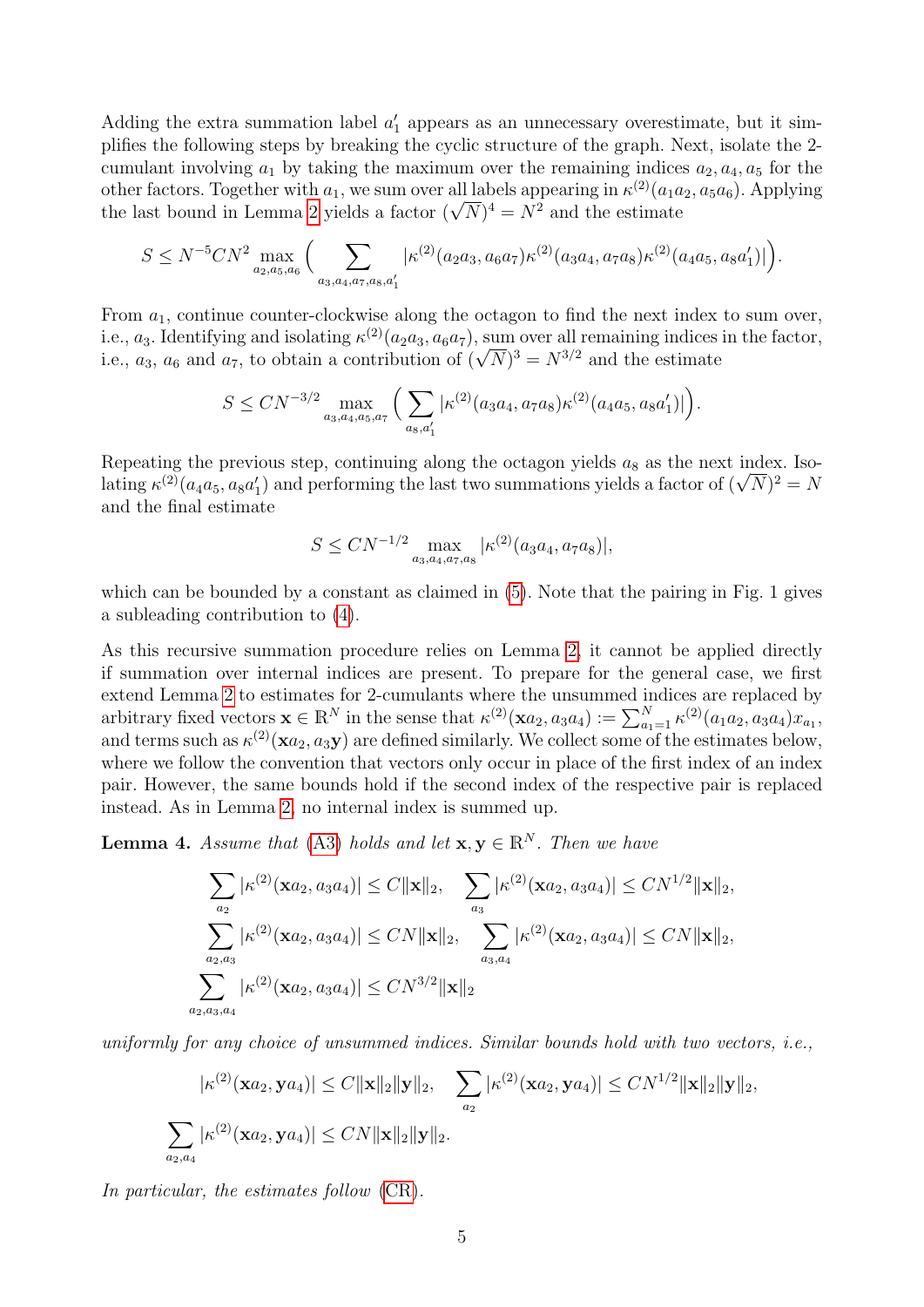Adding the extra summation label $a_1'$ appears as an unnecessary overestimate, but it simplifies the following steps by breaking the cyclic structure of the graph. Next, isolate the 2-cumulant involving $a_1$ by taking the maximum over the remaining indices $a_2, a_4, a_5$ for the other factors. Together with $a_1$, we sum over all labels appearing in $\kappa^{(2)}(a_1a_2, a_5a_6)$. Applying the last bound in Lemma 2 yields a factor $(\sqrt{N})^4 = N^2$ and the estimate

$$S \leq N^{-5} C N^2 \max_{a_2,a_5,a_6} \Big( \sum_{a_3,a_4,a_7,a_8,a_1'} |\kappa^{(2)}(a_2a_3, a_6a_7)\kappa^{(2)}(a_3a_4, a_7a_8)\kappa^{(2)}(a_4a_5, a_8a_1')| \Big).$$

From $a_1$, continue counter-clockwise along the octagon to find the next index to sum over, i.e., $a_3$. Identifying and isolating $\kappa^{(2)}(a_2a_3, a_6a_7)$, sum over all remaining indices in the factor, i.e., $a_3$, $a_6$ and $a_7$, to obtain a contribution of $(\sqrt{N})^3 = N^{3/2}$ and the estimate

$$S \leq C N^{-3/2} \max_{a_3,a_4,a_5,a_7} \Big( \sum_{a_8,a_1'} |\kappa^{(2)}(a_3a_4, a_7a_8)\kappa^{(2)}(a_4a_5, a_8a_1')| \Big).$$

Repeating the previous step, continuing along the octagon yields $a_8$ as the next index. Isolating $\kappa^{(2)}(a_4a_5, a_8a_1')$ and performing the last two summations yields a factor of $(\sqrt{N})^2 = N$ and the final estimate

$$S \leq C N^{-1/2} \max_{a_3,a_4,a_7,a_8} |\kappa^{(2)}(a_3a_4, a_7a_8)|,$$

which can be bounded by a constant as claimed in (5). Note that the pairing in Fig. 1 gives a subleading contribution to (4).

As this recursive summation procedure relies on Lemma 2, it cannot be applied directly if summation over internal indices are present. To prepare for the general case, we first extend Lemma 2 to estimates for 2-cumulants where the unsummed indices are replaced by arbitrary fixed vectors $\mathbf{x} \in \mathbb{R}^N$ in the sense that $\kappa^{(2)}(\mathbf{x}a_2, a_3a_4) := \sum_{a_1=1}^N \kappa^{(2)}(a_1a_2, a_3a_4)x_{a_1}$, and terms such as $\kappa^{(2)}(\mathbf{x}a_2, a_3\mathbf{y})$ are defined similarly. We collect some of the estimates below, where we follow the convention that vectors only occur in place of the first index of an index pair. However, the same bounds hold if the second index of the respective pair is replaced instead. As in Lemma 2, no internal index is summed up.

**Lemma 4.** *Assume that* (A3) *holds and let* $\mathbf{x}, \mathbf{y} \in \mathbb{R}^N$. *Then we have*

$$\sum_{a_2} |\kappa^{(2)}(\mathbf{x}a_2, a_3a_4)| \leq C\|\mathbf{x}\|_2, \quad \sum_{a_3} |\kappa^{(2)}(\mathbf{x}a_2, a_3a_4)| \leq CN^{1/2}\|\mathbf{x}\|_2,$$
$$\sum_{a_2,a_3} |\kappa^{(2)}(\mathbf{x}a_2, a_3a_4)| \leq CN\|\mathbf{x}\|_2, \quad \sum_{a_3,a_4} |\kappa^{(2)}(\mathbf{x}a_2, a_3a_4)| \leq CN\|\mathbf{x}\|_2,$$
$$\sum_{a_2,a_3,a_4} |\kappa^{(2)}(\mathbf{x}a_2, a_3a_4)| \leq CN^{3/2}\|\mathbf{x}\|_2$$

*uniformly for any choice of unsummed indices. Similar bounds hold with two vectors, i.e.,*

$$|\kappa^{(2)}(\mathbf{x}a_2, \mathbf{y}a_4)| \leq C\|\mathbf{x}\|_2\|\mathbf{y}\|_2, \quad \sum_{a_2} |\kappa^{(2)}(\mathbf{x}a_2, \mathbf{y}a_4)| \leq CN^{1/2}\|\mathbf{x}\|_2\|\mathbf{y}\|_2,$$
$$\sum_{a_2,a_4} |\kappa^{(2)}(\mathbf{x}a_2, \mathbf{y}a_4)| \leq CN\|\mathbf{x}\|_2\|\mathbf{y}\|_2.$$

*In particular, the estimates follow* (CR).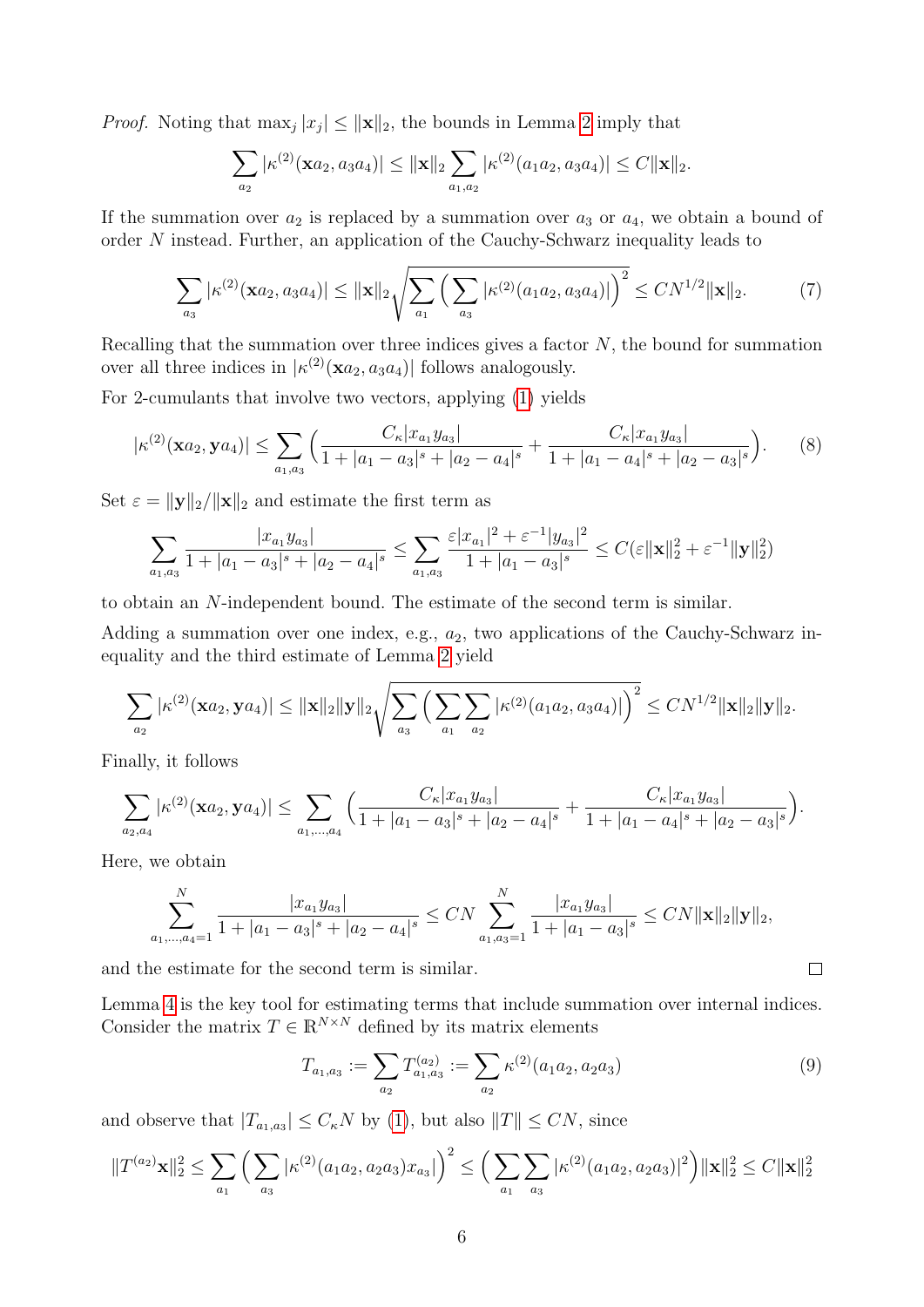*Proof.* Noting that $\max_j |x_j| \le \|\mathbf{x}\|_2$, the bounds in Lemma 2 imply that

$$\sum_{a_2} |\kappa^{(2)}(\mathbf{x}a_2, a_3a_4)| \le \|\mathbf{x}\|_2 \sum_{a_1,a_2} |\kappa^{(2)}(a_1a_2, a_3a_4)| \le C\|\mathbf{x}\|_2.$$

If the summation over $a_2$ is replaced by a summation over $a_3$ or $a_4$, we obtain a bound of order $N$ instead. Further, an application of the Cauchy-Schwarz inequality leads to

$$\sum_{a_3} |\kappa^{(2)}(\mathbf{x}a_2, a_3a_4)| \le \|\mathbf{x}\|_2 \sqrt{\sum_{a_1} \Big( \sum_{a_3} |\kappa^{(2)}(a_1a_2, a_3a_4)| \Big)^2} \le CN^{1/2}\|\mathbf{x}\|_2. \tag{7}$$

Recalling that the summation over three indices gives a factor $N$, the bound for summation over all three indices in $|\kappa^{(2)}(\mathbf{x}a_2, a_3a_4)|$ follows analogously.

For 2-cumulants that involve two vectors, applying (1) yields

$$|\kappa^{(2)}(\mathbf{x}a_2, \mathbf{y}a_4)| \le \sum_{a_1,a_3} \Big( \frac{C_\kappa |x_{a_1} y_{a_3}|}{1 + |a_1 - a_3|^s + |a_2 - a_4|^s} + \frac{C_\kappa |x_{a_1} y_{a_3}|}{1 + |a_1 - a_4|^s + |a_2 - a_3|^s} \Big). \tag{8}$$

Set $\varepsilon = \|\mathbf{y}\|_2 / \|\mathbf{x}\|_2$ and estimate the first term as

$$\sum_{a_1,a_3} \frac{|x_{a_1} y_{a_3}|}{1 + |a_1 - a_3|^s + |a_2 - a_4|^s} \le \sum_{a_1,a_3} \frac{\varepsilon |x_{a_1}|^2 + \varepsilon^{-1} |y_{a_3}|^2}{1 + |a_1 - a_3|^s} \le C(\varepsilon \|\mathbf{x}\|_2^2 + \varepsilon^{-1} \|\mathbf{y}\|_2^2)$$

to obtain an $N$-independent bound. The estimate of the second term is similar.

Adding a summation over one index, e.g., $a_2$, two applications of the Cauchy-Schwarz inequality and the third estimate of Lemma 2 yield

$$\sum_{a_2} |\kappa^{(2)}(\mathbf{x}a_2, \mathbf{y}a_4)| \le \|\mathbf{x}\|_2 \|\mathbf{y}\|_2 \sqrt{\sum_{a_3} \Big( \sum_{a_1} \sum_{a_2} |\kappa^{(2)}(a_1a_2, a_3a_4)| \Big)^2} \le CN^{1/2}\|\mathbf{x}\|_2 \|\mathbf{y}\|_2.$$

Finally, it follows

$$\sum_{a_2,a_4} |\kappa^{(2)}(\mathbf{x}a_2, \mathbf{y}a_4)| \le \sum_{a_1,\ldots,a_4} \Big( \frac{C_\kappa |x_{a_1} y_{a_3}|}{1 + |a_1 - a_3|^s + |a_2 - a_4|^s} + \frac{C_\kappa |x_{a_1} y_{a_3}|}{1 + |a_1 - a_4|^s + |a_2 - a_3|^s} \Big).$$

Here, we obtain

$$\sum_{a_1,\ldots,a_4=1}^{N} \frac{|x_{a_1} y_{a_3}|}{1 + |a_1 - a_3|^s + |a_2 - a_4|^s} \le CN \sum_{a_1,a_3=1}^{N} \frac{|x_{a_1} y_{a_3}|}{1 + |a_1 - a_3|^s} \le CN \|\mathbf{x}\|_2 \|\mathbf{y}\|_2,$$

and the estimate for the second term is similar. $\square$

Lemma 4 is the key tool for estimating terms that include summation over internal indices. Consider the matrix $T \in \mathbb{R}^{N \times N}$ defined by its matrix elements

$$T_{a_1,a_3} := \sum_{a_2} T^{(a_2)}_{a_1,a_3} := \sum_{a_2} \kappa^{(2)}(a_1a_2, a_2a_3) \tag{9}$$

and observe that $|T_{a_1,a_3}| \le C_\kappa N$ by (1), but also $\|T\| \le CN$, since

$$\|T^{(a_2)}\mathbf{x}\|_2^2 \le \sum_{a_1} \Big( \sum_{a_3} |\kappa^{(2)}(a_1a_2, a_2a_3) x_{a_3}| \Big)^2 \le \Big( \sum_{a_1} \sum_{a_3} |\kappa^{(2)}(a_1a_2, a_2a_3)|^2 \Big) \|\mathbf{x}\|_2^2 \le C\|\mathbf{x}\|_2^2$$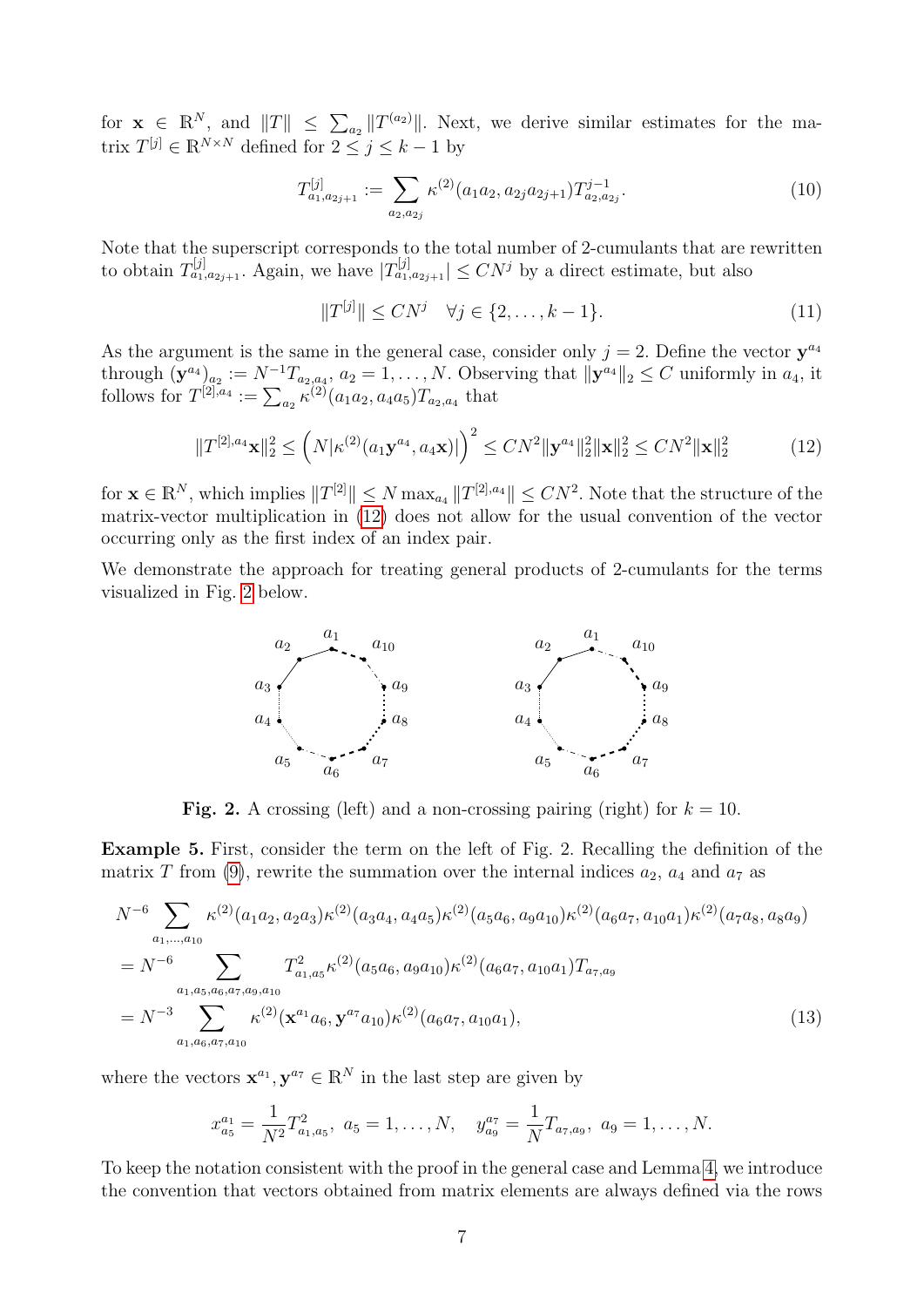for $\mathbf{x} \in \mathbb{R}^N$, and $\|T\| \leq \sum_{a_2} \|T^{(a_2)}\|$. Next, we derive similar estimates for the matrix $T^{[j]} \in \mathbb{R}^{N\times N}$ defined for $2 \leq j \leq k-1$ by

$$T^{[j]}_{a_1,a_{2j+1}} := \sum_{a_2,a_{2j}} \kappa^{(2)}(a_1a_2, a_{2j}a_{2j+1}) T^{j-1}_{a_2,a_{2j}}. \tag{10}$$

Note that the superscript corresponds to the total number of 2-cumulants that are rewritten to obtain $T^{[j]}_{a_1,a_{2j+1}}$. Again, we have $|T^{[j]}_{a_1,a_{2j+1}}| \leq CN^j$ by a direct estimate, but also

$$\|T^{[j]}\| \leq CN^j \quad \forall j \in \{2,\dots,k-1\}. \tag{11}$$

As the argument is the same in the general case, consider only $j=2$. Define the vector $\mathbf{y}^{a_4}$ through $(\mathbf{y}^{a_4})_{a_2} := N^{-1}T_{a_2,a_4}$, $a_2 = 1,\dots,N$. Observing that $\|\mathbf{y}^{a_4}\|_2 \leq C$ uniformly in $a_4$, it follows for $T^{[2],a_4} := \sum_{a_2} \kappa^{(2)}(a_1a_2, a_4a_5)T_{a_2,a_4}$ that

$$\|T^{[2],a_4}\mathbf{x}\|_2^2 \leq \Big(N|\kappa^{(2)}(a_1\mathbf{y}^{a_4}, a_4\mathbf{x})|\Big)^2 \leq CN^2\|\mathbf{y}^{a_4}\|_2^2\|\mathbf{x}\|_2^2 \leq CN^2\|\mathbf{x}\|_2^2 \tag{12}$$

for $\mathbf{x} \in \mathbb{R}^N$, which implies $\|T^{[2]}\| \leq N \max_{a_4} \|T^{[2],a_4}\| \leq CN^2$. Note that the structure of the matrix-vector multiplication in (12) does not allow for the usual convention of the vector occurring only as the first index of an index pair.

We demonstrate the approach for treating general products of 2-cumulants for the terms visualized in Fig. 2 below.

**Fig. 2.** A crossing (left) and a non-crossing pairing (right) for $k = 10$.

**Example 5.** First, consider the term on the left of Fig. 2. Recalling the definition of the matrix $T$ from (9), rewrite the summation over the internal indices $a_2$, $a_4$ and $a_7$ as

$$\begin{aligned}
&N^{-6}\sum_{a_1,\dots,a_{10}} \kappa^{(2)}(a_1a_2,a_2a_3)\kappa^{(2)}(a_3a_4,a_4a_5)\kappa^{(2)}(a_5a_6,a_9a_{10})\kappa^{(2)}(a_6a_7,a_{10}a_1)\kappa^{(2)}(a_7a_8,a_8a_9)\\
&= N^{-6}\sum_{a_1,a_5,a_6,a_7,a_9,a_{10}} T^2_{a_1,a_5}\kappa^{(2)}(a_5a_6,a_9a_{10})\kappa^{(2)}(a_6a_7,a_{10}a_1)T_{a_7,a_9}\\
&= N^{-3}\sum_{a_1,a_6,a_7,a_{10}} \kappa^{(2)}(\mathbf{x}^{a_1}a_6, \mathbf{y}^{a_7}a_{10})\kappa^{(2)}(a_6a_7,a_{10}a_1),
\end{aligned} \tag{13}$$

where the vectors $\mathbf{x}^{a_1}, \mathbf{y}^{a_7} \in \mathbb{R}^N$ in the last step are given by

$$x^{a_1}_{a_5} = \frac{1}{N^2}T^2_{a_1,a_5},\ a_5 = 1,\dots,N, \quad y^{a_7}_{a_9} = \frac{1}{N}T_{a_7,a_9},\ a_9 = 1,\dots,N.$$

To keep the notation consistent with the proof in the general case and Lemma 4, we introduce the convention that vectors obtained from matrix elements are always defined via the rows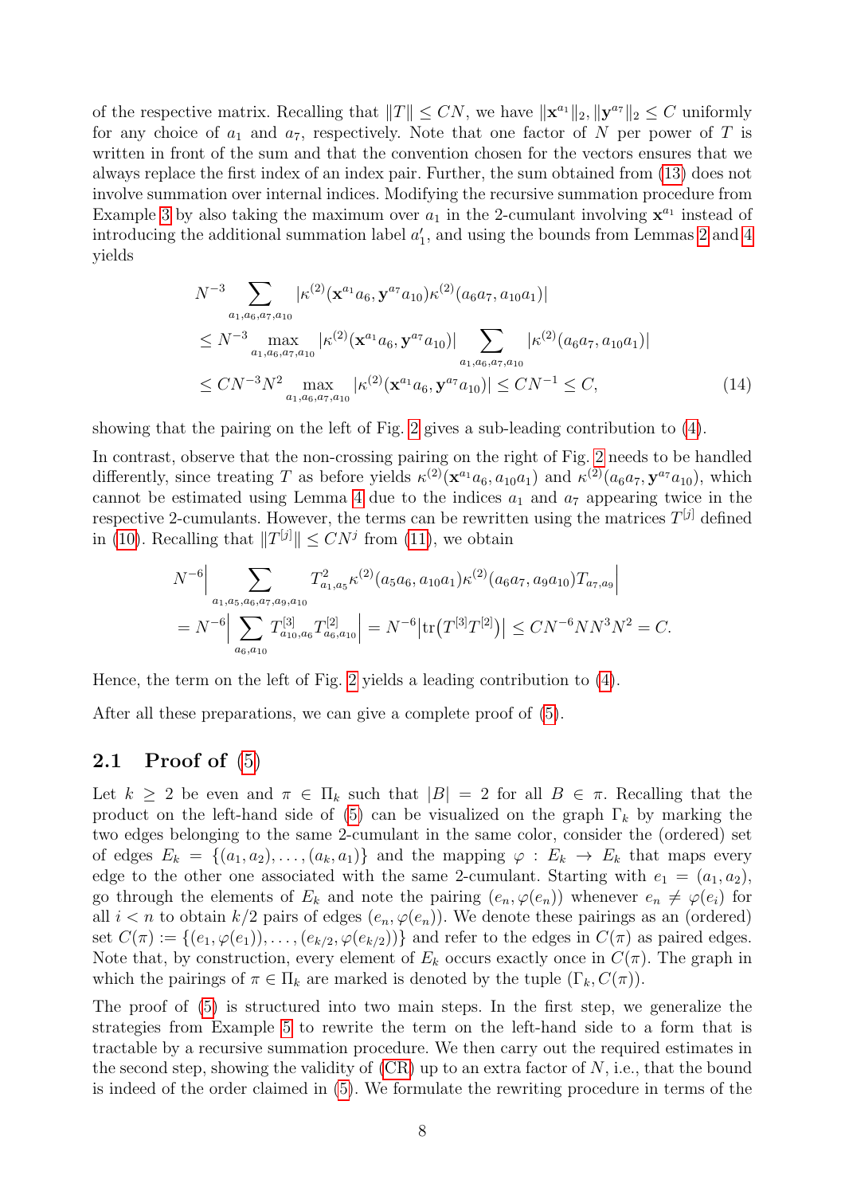of the respective matrix. Recalling that $\|T\| \leq CN$, we have $\|\mathbf{x}^{a_1}\|_2, \|\mathbf{y}^{a_7}\|_2 \leq C$ uniformly for any choice of $a_1$ and $a_7$, respectively. Note that one factor of $N$ per power of $T$ is written in front of the sum and that the convention chosen for the vectors ensures that we always replace the first index of an index pair. Further, the sum obtained from (13) does not involve summation over internal indices. Modifying the recursive summation procedure from Example 3 by also taking the maximum over $a_1$ in the 2-cumulant involving $\mathbf{x}^{a_1}$ instead of introducing the additional summation label $a_1'$, and using the bounds from Lemmas 2 and 4 yields

$$
\begin{aligned}
&N^{-3} \sum_{a_1,a_6,a_7,a_{10}} |\kappa^{(2)}(\mathbf{x}^{a_1}a_6, \mathbf{y}^{a_7}a_{10})\kappa^{(2)}(a_6a_7, a_{10}a_1)| \\
&\leq N^{-3} \max_{a_1,a_6,a_7,a_{10}} |\kappa^{(2)}(\mathbf{x}^{a_1}a_6, \mathbf{y}^{a_7}a_{10})| \sum_{a_1,a_6,a_7,a_{10}} |\kappa^{(2)}(a_6a_7, a_{10}a_1)| \\
&\leq CN^{-3}N^2 \max_{a_1,a_6,a_7,a_{10}} |\kappa^{(2)}(\mathbf{x}^{a_1}a_6, \mathbf{y}^{a_7}a_{10})| \leq CN^{-1} \leq C,
\end{aligned} \tag{14}
$$

showing that the pairing on the left of Fig. 2 gives a sub-leading contribution to (4).

In contrast, observe that the non-crossing pairing on the right of Fig. 2 needs to be handled differently, since treating $T$ as before yields $\kappa^{(2)}(\mathbf{x}^{a_1}a_6, a_{10}a_1)$ and $\kappa^{(2)}(a_6a_7, \mathbf{y}^{a_7}a_{10})$, which cannot be estimated using Lemma 4 due to the indices $a_1$ and $a_7$ appearing twice in the respective 2-cumulants. However, the terms can be rewritten using the matrices $T^{[j]}$ defined in (10). Recalling that $\|T^{[j]}\| \leq CN^j$ from (11), we obtain

$$
\begin{aligned}
&N^{-6}\Big| \sum_{a_1,a_5,a_6,a_7,a_9,a_{10}} T^2_{a_1,a_5}\kappa^{(2)}(a_5a_6, a_{10}a_1)\kappa^{(2)}(a_6a_7, a_9a_{10})T_{a_7,a_9}\Big| \\
&= N^{-6}\Big| \sum_{a_6,a_{10}} T^{[3]}_{a_{10},a_6}T^{[2]}_{a_6,a_{10}}\Big| = N^{-6}\big|\mathrm{tr}\big(T^{[3]}T^{[2]}\big)\big| \leq CN^{-6}NN^3N^2 = C.
\end{aligned}
$$

Hence, the term on the left of Fig. 2 yields a leading contribution to (4).

After all these preparations, we can give a complete proof of (5).

## 2.1 Proof of (5)

Let $k \geq 2$ be even and $\pi \in \Pi_k$ such that $|B| = 2$ for all $B \in \pi$. Recalling that the product on the left-hand side of (5) can be visualized on the graph $\Gamma_k$ by marking the two edges belonging to the same 2-cumulant in the same color, consider the (ordered) set of edges $E_k = \{(a_1, a_2), \ldots, (a_k, a_1)\}$ and the mapping $\varphi : E_k \to E_k$ that maps every edge to the other one associated with the same 2-cumulant. Starting with $e_1 = (a_1, a_2)$, go through the elements of $E_k$ and note the pairing $(e_n, \varphi(e_n))$ whenever $e_n \neq \varphi(e_i)$ for all $i < n$ to obtain $k/2$ pairs of edges $(e_n, \varphi(e_n))$. We denote these pairings as an (ordered) set $C(\pi) := \{(e_1, \varphi(e_1)), \ldots, (e_{k/2}, \varphi(e_{k/2}))\}$ and refer to the edges in $C(\pi)$ as paired edges. Note that, by construction, every element of $E_k$ occurs exactly once in $C(\pi)$. The graph in which the pairings of $\pi \in \Pi_k$ are marked is denoted by the tuple $(\Gamma_k, C(\pi))$.

The proof of (5) is structured into two main steps. In the first step, we generalize the strategies from Example 5 to rewrite the term on the left-hand side to a form that is tractable by a recursive summation procedure. We then carry out the required estimates in the second step, showing the validity of (CR) up to an extra factor of $N$, i.e., that the bound is indeed of the order claimed in (5). We formulate the rewriting procedure in terms of the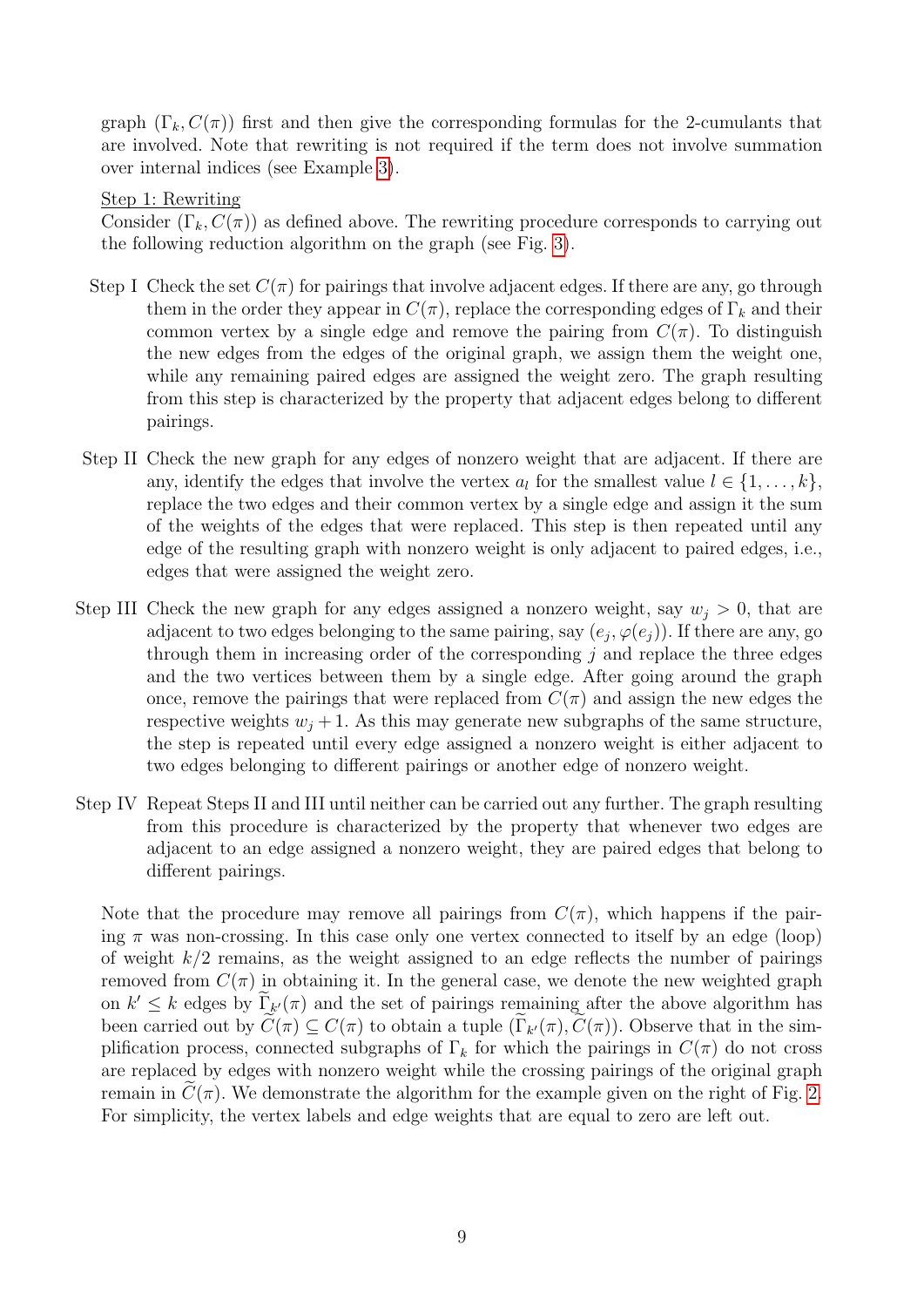graph $(\Gamma_k, C(\pi))$ first and then give the corresponding formulas for the 2-cumulants that are involved. Note that rewriting is not required if the term does not involve summation over internal indices (see Example 3).

Step 1: Rewriting

Consider $(\Gamma_k, C(\pi))$ as defined above. The rewriting procedure corresponds to carrying out the following reduction algorithm on the graph (see Fig. 3).

- Step I Check the set $C(\pi)$ for pairings that involve adjacent edges. If there are any, go through them in the order they appear in $C(\pi)$, replace the corresponding edges of $\Gamma_k$ and their common vertex by a single edge and remove the pairing from $C(\pi)$. To distinguish the new edges from the edges of the original graph, we assign them the weight one, while any remaining paired edges are assigned the weight zero. The graph resulting from this step is characterized by the property that adjacent edges belong to different pairings.

- Step II Check the new graph for any edges of nonzero weight that are adjacent. If there are any, identify the edges that involve the vertex $a_l$ for the smallest value $l \in \{1, \ldots, k\}$, replace the two edges and their common vertex by a single edge and assign it the sum of the weights of the edges that were replaced. This step is then repeated until any edge of the resulting graph with nonzero weight is only adjacent to paired edges, i.e., edges that were assigned the weight zero.

- Step III Check the new graph for any edges assigned a nonzero weight, say $w_j > 0$, that are adjacent to two edges belonging to the same pairing, say $(e_j, \varphi(e_j))$. If there are any, go through them in increasing order of the corresponding $j$ and replace the three edges and the two vertices between them by a single edge. After going around the graph once, remove the pairings that were replaced from $C(\pi)$ and assign the new edges the respective weights $w_j + 1$. As this may generate new subgraphs of the same structure, the step is repeated until every edge assigned a nonzero weight is either adjacent to two edges belonging to different pairings or another edge of nonzero weight.

- Step IV Repeat Steps II and III until neither can be carried out any further. The graph resulting from this procedure is characterized by the property that whenever two edges are adjacent to an edge assigned a nonzero weight, they are paired edges that belong to different pairings.

Note that the procedure may remove all pairings from $C(\pi)$, which happens if the pairing $\pi$ was non-crossing. In this case only one vertex connected to itself by an edge (loop) of weight $k/2$ remains, as the weight assigned to an edge reflects the number of pairings removed from $C(\pi)$ in obtaining it. In the general case, we denote the new weighted graph on $k' \leq k$ edges by $\widetilde{\Gamma}_{k'}(\pi)$ and the set of pairings remaining after the above algorithm has been carried out by $\widetilde{C}(\pi) \subseteq C(\pi)$ to obtain a tuple $(\widetilde{\Gamma}_{k'}(\pi), \widetilde{C}(\pi))$. Observe that in the simplification process, connected subgraphs of $\Gamma_k$ for which the pairings in $C(\pi)$ do not cross are replaced by edges with nonzero weight while the crossing pairings of the original graph remain in $\widetilde{C}(\pi)$. We demonstrate the algorithm for the example given on the right of Fig. 2. For simplicity, the vertex labels and edge weights that are equal to zero are left out.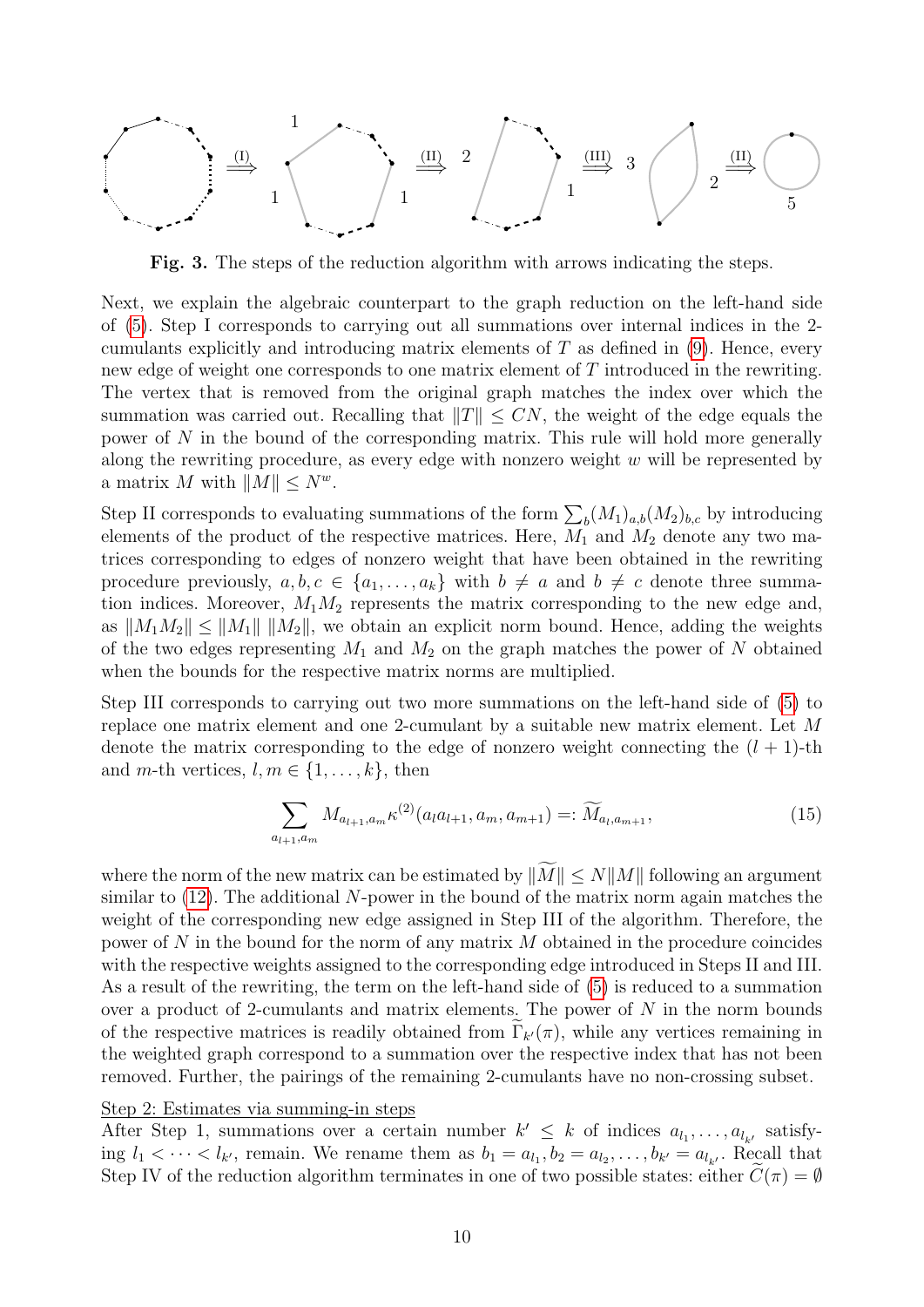**Fig. 3.** The steps of the reduction algorithm with arrows indicating the steps.

Next, we explain the algebraic counterpart to the graph reduction on the left-hand side of (5). Step I corresponds to carrying out all summations over internal indices in the 2-cumulants explicitly and introducing matrix elements of $T$ as defined in (9). Hence, every new edge of weight one corresponds to one matrix element of $T$ introduced in the rewriting. The vertex that is removed from the original graph matches the index over which the summation was carried out. Recalling that $\|T\| \leq CN$, the weight of the edge equals the power of $N$ in the bound of the corresponding matrix. This rule will hold more generally along the rewriting procedure, as every edge with nonzero weight $w$ will be represented by a matrix $M$ with $\|M\| \leq N^w$.

Step II corresponds to evaluating summations of the form $\sum_b (M_1)_{a,b}(M_2)_{b,c}$ by introducing elements of the product of the respective matrices. Here, $M_1$ and $M_2$ denote any two matrices corresponding to edges of nonzero weight that have been obtained in the rewriting procedure previously, $a, b, c \in \{a_1, \ldots, a_k\}$ with $b \neq a$ and $b \neq c$ denote three summation indices. Moreover, $M_1 M_2$ represents the matrix corresponding to the new edge and, as $\|M_1 M_2\| \leq \|M_1\| \, \|M_2\|$, we obtain an explicit norm bound. Hence, adding the weights of the two edges representing $M_1$ and $M_2$ on the graph matches the power of $N$ obtained when the bounds for the respective matrix norms are multiplied.

Step III corresponds to carrying out two more summations on the left-hand side of (5) to replace one matrix element and one 2-cumulant by a suitable new matrix element. Let $M$ denote the matrix corresponding to the edge of nonzero weight connecting the $(l+1)$-th and $m$-th vertices, $l, m \in \{1, \ldots, k\}$, then

$$\sum_{a_{l+1}, a_m} M_{a_{l+1}, a_m} \kappa^{(2)}(a_l a_{l+1}, a_m, a_{m+1}) =: \widetilde{M}_{a_l, a_{m+1}}, \tag{15}$$

where the norm of the new matrix can be estimated by $\|\widetilde{M}\| \leq N\|M\|$ following an argument similar to (12). The additional $N$-power in the bound of the matrix norm again matches the weight of the corresponding new edge assigned in Step III of the algorithm. Therefore, the power of $N$ in the bound for the norm of any matrix $M$ obtained in the procedure coincides with the respective weights assigned to the corresponding edge introduced in Steps II and III. As a result of the rewriting, the term on the left-hand side of (5) is reduced to a summation over a product of 2-cumulants and matrix elements. The power of $N$ in the norm bounds of the respective matrices is readily obtained from $\widetilde{\Gamma}_{k'}(\pi)$, while any vertices remaining in the weighted graph correspond to a summation over the respective index that has not been removed. Further, the pairings of the remaining 2-cumulants have no non-crossing subset.

<u>Step 2: Estimates via summing-in steps</u>

After Step 1, summations over a certain number $k' \leq k$ of indices $a_{l_1}, \ldots, a_{l_{k'}}$ satisfying $l_1 < \cdots < l_{k'}$, remain. We rename them as $b_1 = a_{l_1}, b_2 = a_{l_2}, \ldots, b_{k'} = a_{l_{k'}}$. Recall that Step IV of the reduction algorithm terminates in one of two possible states: either $\widetilde{C}(\pi) = \emptyset$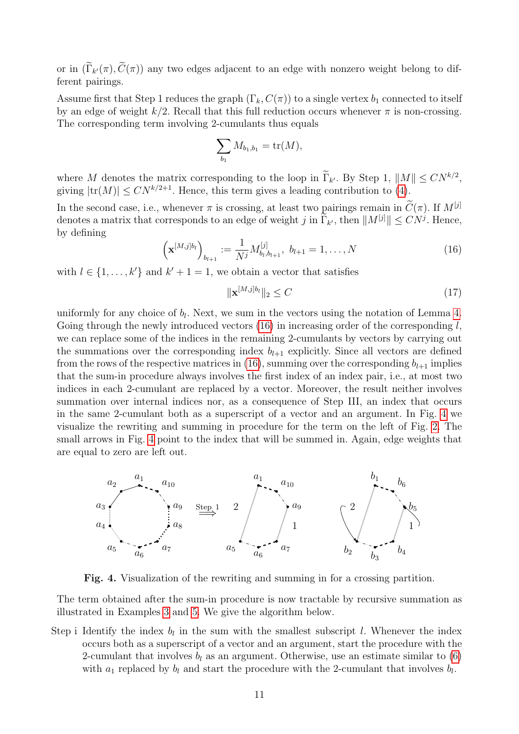or in $(\widetilde{\Gamma}_{k'}(\pi), \widetilde{C}(\pi))$ any two edges adjacent to an edge with nonzero weight belong to different pairings.

Assume first that Step 1 reduces the graph $(\Gamma_k, C(\pi))$ to a single vertex $b_1$ connected to itself by an edge of weight $k/2$. Recall that this full reduction occurs whenever $\pi$ is non-crossing. The corresponding term involving 2-cumulants thus equals

$$\sum_{b_1} M_{b_1,b_1} = \mathrm{tr}(M),$$

where $M$ denotes the matrix corresponding to the loop in $\widetilde{\Gamma}_{k'}$. By Step 1, $\|M\| \leq CN^{k/2}$, giving $|\mathrm{tr}(M)| \leq CN^{k/2+1}$. Hence, this term gives a leading contribution to (4).

In the second case, i.e., whenever $\pi$ is crossing, at least two pairings remain in $\widetilde{C}(\pi)$. If $M^{[j]}$ denotes a matrix that corresponds to an edge of weight $j$ in $\widetilde{\Gamma}_{k'}$, then $\|M^{[j]}\| \leq CN^j$. Hence, by defining

$$\left(\mathbf{x}^{[M,j]b_l}\right)_{b_{l+1}} := \frac{1}{N^j} M^{[j]}_{b_l,b_{l+1}}, \;\; b_{l+1} = 1, \ldots, N \tag{16}$$

with $l \in \{1, \ldots, k'\}$ and $k'+1 = 1$, we obtain a vector that satisfies

$$\|\mathbf{x}^{[M,j]b_l}\|_2 \leq C \tag{17}$$

uniformly for any choice of $b_l$. Next, we sum in the vectors using the notation of Lemma 4. Going through the newly introduced vectors (16) in increasing order of the corresponding $l$, we can replace some of the indices in the remaining 2-cumulants by vectors by carrying out the summations over the corresponding index $b_{l+1}$ explicitly. Since all vectors are defined from the rows of the respective matrices in (16), summing over the corresponding $b_{l+1}$ implies that the sum-in procedure always involves the first index of an index pair, i.e., at most two indices in each 2-cumulant are replaced by a vector. Moreover, the result neither involves summation over internal indices nor, as a consequence of Step III, an index that occurs in the same 2-cumulant both as a superscript of a vector and an argument. In Fig. 4 we visualize the rewriting and summing in procedure for the term on the left of Fig. 2. The small arrows in Fig. 4 point to the index that will be summed in. Again, edge weights that are equal to zero are left out.

**Fig. 4.** Visualization of the rewriting and summing in for a crossing partition.

The term obtained after the sum-in procedure is now tractable by recursive summation as illustrated in Examples 3 and 5. We give the algorithm below.

Step i Identify the index $b_l$ in the sum with the smallest subscript $l$. Whenever the index occurs both as a superscript of a vector and an argument, start the procedure with the 2-cumulant that involves $b_l$ as an argument. Otherwise, use an estimate similar to (6) with $a_1$ replaced by $b_l$ and start the procedure with the 2-cumulant that involves $b_l$.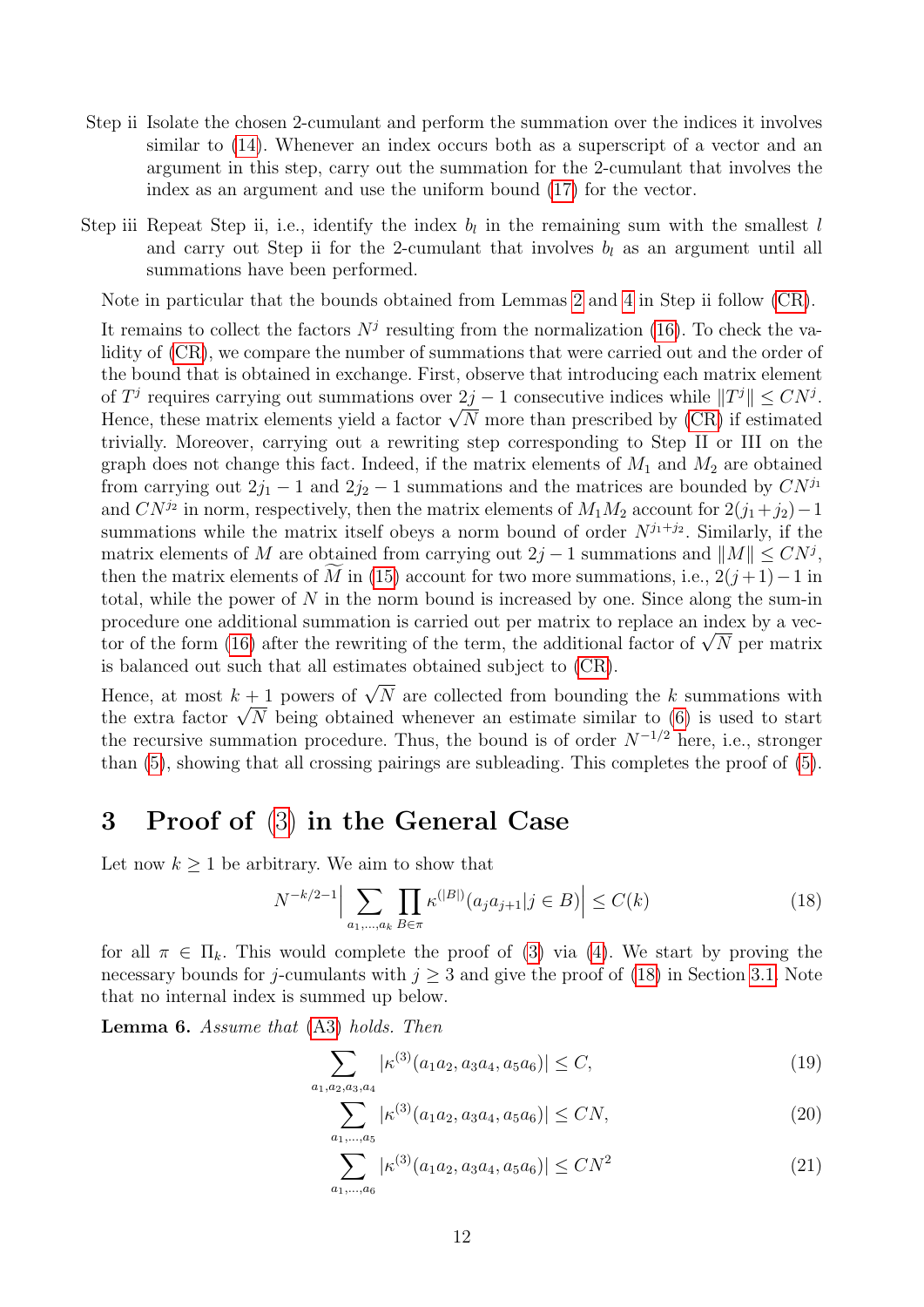Step ii Isolate the chosen 2-cumulant and perform the summation over the indices it involves similar to (14). Whenever an index occurs both as a superscript of a vector and an argument in this step, carry out the summation for the 2-cumulant that involves the index as an argument and use the uniform bound (17) for the vector.

Step iii Repeat Step ii, i.e., identify the index $b_l$ in the remaining sum with the smallest $l$ and carry out Step ii for the 2-cumulant that involves $b_l$ as an argument until all summations have been performed.

Note in particular that the bounds obtained from Lemmas 2 and 4 in Step ii follow (CR).

It remains to collect the factors $N^j$ resulting from the normalization (16). To check the validity of (CR), we compare the number of summations that were carried out and the order of the bound that is obtained in exchange. First, observe that introducing each matrix element of $T^j$ requires carrying out summations over $2j-1$ consecutive indices while $\|T^j\| \le CN^j$. Hence, these matrix elements yield a factor $\sqrt{N}$ more than prescribed by (CR) if estimated trivially. Moreover, carrying out a rewriting step corresponding to Step II or III on the graph does not change this fact. Indeed, if the matrix elements of $M_1$ and $M_2$ are obtained from carrying out $2j_1-1$ and $2j_2-1$ summations and the matrices are bounded by $CN^{j_1}$ and $CN^{j_2}$ in norm, respectively, then the matrix elements of $M_1M_2$ account for $2(j_1+j_2)-1$ summations while the matrix itself obeys a norm bound of order $N^{j_1+j_2}$. Similarly, if the matrix elements of $M$ are obtained from carrying out $2j-1$ summations and $\|M\| \le CN^j$, then the matrix elements of $\widetilde{M}$ in (15) account for two more summations, i.e., $2(j+1)-1$ in total, while the power of $N$ in the norm bound is increased by one. Since along the sum-in procedure one additional summation is carried out per matrix to replace an index by a vector of the form (16) after the rewriting of the term, the additional factor of $\sqrt{N}$ per matrix is balanced out such that all estimates obtained subject to (CR).

Hence, at most $k+1$ powers of $\sqrt{N}$ are collected from bounding the $k$ summations with the extra factor $\sqrt{N}$ being obtained whenever an estimate similar to (6) is used to start the recursive summation procedure. Thus, the bound is of order $N^{-1/2}$ here, i.e., stronger than (5), showing that all crossing pairings are subleading. This completes the proof of (5).

# 3 Proof of (3) in the General Case

Let now $k \ge 1$ be arbitrary. We aim to show that

$$N^{-k/2-1}\Big|\sum_{a_1,\dots,a_k}\prod_{B\in\pi}\kappa^{(|B|)}(a_ja_{j+1}|j\in B)\Big| \le C(k) \tag{18}$$

for all $\pi \in \Pi_k$. This would complete the proof of (3) via (4). We start by proving the necessary bounds for $j$-cumulants with $j \ge 3$ and give the proof of (18) in Section 3.1. Note that no internal index is summed up below.

**Lemma 6.** *Assume that (A3) holds. Then*

$$\sum_{a_1,a_2,a_3,a_4} |\kappa^{(3)}(a_1a_2, a_3a_4, a_5a_6)| \le C, \tag{19}$$

$$\sum_{a_1,\dots,a_5} |\kappa^{(3)}(a_1a_2, a_3a_4, a_5a_6)| \le CN, \tag{20}$$

$$\sum_{a_1,\dots,a_6} |\kappa^{(3)}(a_1a_2, a_3a_4, a_5a_6)| \le CN^2 \tag{21}$$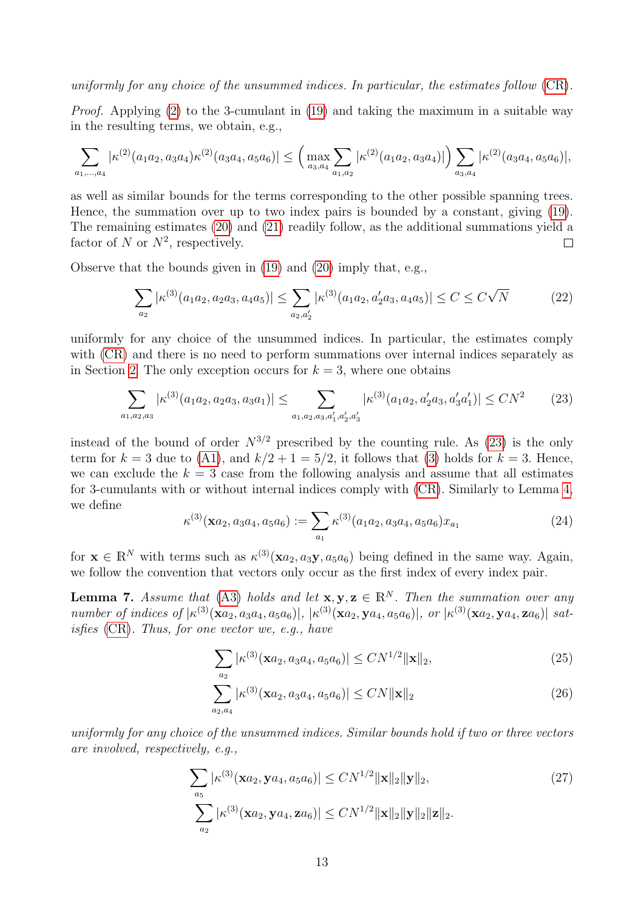*uniformly for any choice of the unsummed indices. In particular, the estimates follow* (CR).

*Proof.* Applying (2) to the 3-cumulant in (19) and taking the maximum in a suitable way in the resulting terms, we obtain, e.g.,

$$\sum_{a_1,\dots,a_4} |\kappa^{(2)}(a_1a_2, a_3a_4)\kappa^{(2)}(a_3a_4, a_5a_6)| \le \Big(\max_{a_3,a_4} \sum_{a_1,a_2} |\kappa^{(2)}(a_1a_2, a_3a_4)|\Big) \sum_{a_3,a_4} |\kappa^{(2)}(a_3a_4, a_5a_6)|,$$

as well as similar bounds for the terms corresponding to the other possible spanning trees. Hence, the summation over up to two index pairs is bounded by a constant, giving (19). The remaining estimates (20) and (21) readily follow, as the additional summations yield a factor of $N$ or $N^2$, respectively. ☐

Observe that the bounds given in (19) and (20) imply that, e.g.,

$$\sum_{a_2} |\kappa^{(3)}(a_1a_2, a_2a_3, a_4a_5)| \le \sum_{a_2,a_2'} |\kappa^{(3)}(a_1a_2, a_2'a_3, a_4a_5)| \le C \le C\sqrt{N} \tag{22}$$

uniformly for any choice of the unsummed indices. In particular, the estimates comply with (CR) and there is no need to perform summations over internal indices separately as in Section 2. The only exception occurs for $k = 3$, where one obtains

$$\sum_{a_1,a_2,a_3} |\kappa^{(3)}(a_1a_2, a_2a_3, a_3a_1)| \le \sum_{a_1,a_2,a_3,a_1',a_2',a_3'} |\kappa^{(3)}(a_1a_2, a_2'a_3, a_3'a_1')| \le CN^2 \tag{23}$$

instead of the bound of order $N^{3/2}$ prescribed by the counting rule. As (23) is the only term for $k = 3$ due to (A1), and $k/2 + 1 = 5/2$, it follows that (3) holds for $k = 3$. Hence, we can exclude the $k = 3$ case from the following analysis and assume that all estimates for 3-cumulants with or without internal indices comply with (CR). Similarly to Lemma 4, we define

$$\kappa^{(3)}(\mathbf{x}a_2, a_3a_4, a_5a_6) := \sum_{a_1} \kappa^{(3)}(a_1a_2, a_3a_4, a_5a_6)x_{a_1} \tag{24}$$

for $\mathbf{x} \in \mathbb{R}^N$ with terms such as $\kappa^{(3)}(\mathbf{x}a_2, a_3\mathbf{y}, a_5a_6)$ being defined in the same way. Again, we follow the convention that vectors only occur as the first index of every index pair.

**Lemma 7.** *Assume that* (A3) *holds and let* $\mathbf{x}, \mathbf{y}, \mathbf{z} \in \mathbb{R}^N$*. Then the summation over any number of indices of* $|\kappa^{(3)}(\mathbf{x}a_2, a_3a_4, a_5a_6)|$*,* $|\kappa^{(3)}(\mathbf{x}a_2, \mathbf{y}a_4, a_5a_6)|$*, or* $|\kappa^{(3)}(\mathbf{x}a_2, \mathbf{y}a_4, \mathbf{z}a_6)|$ *satisfies* (CR)*. Thus, for one vector we, e.g., have*

$$\sum_{a_2} |\kappa^{(3)}(\mathbf{x}a_2, a_3a_4, a_5a_6)| \le CN^{1/2}\|\mathbf{x}\|_2, \tag{25}$$

$$\sum_{a_2,a_4} |\kappa^{(3)}(\mathbf{x}a_2, a_3a_4, a_5a_6)| \le CN\|\mathbf{x}\|_2 \tag{26}$$

*uniformly for any choice of the unsummed indices. Similar bounds hold if two or three vectors are involved, respectively, e.g.,*

$$\sum_{a_5} |\kappa^{(3)}(\mathbf{x}a_2, \mathbf{y}a_4, a_5a_6)| \le CN^{1/2}\|\mathbf{x}\|_2\|\mathbf{y}\|_2, \tag{27}$$

$$\sum_{a_2} |\kappa^{(3)}(\mathbf{x}a_2, \mathbf{y}a_4, \mathbf{z}a_6)| \le CN^{1/2}\|\mathbf{x}\|_2\|\mathbf{y}\|_2\|\mathbf{z}\|_2.$$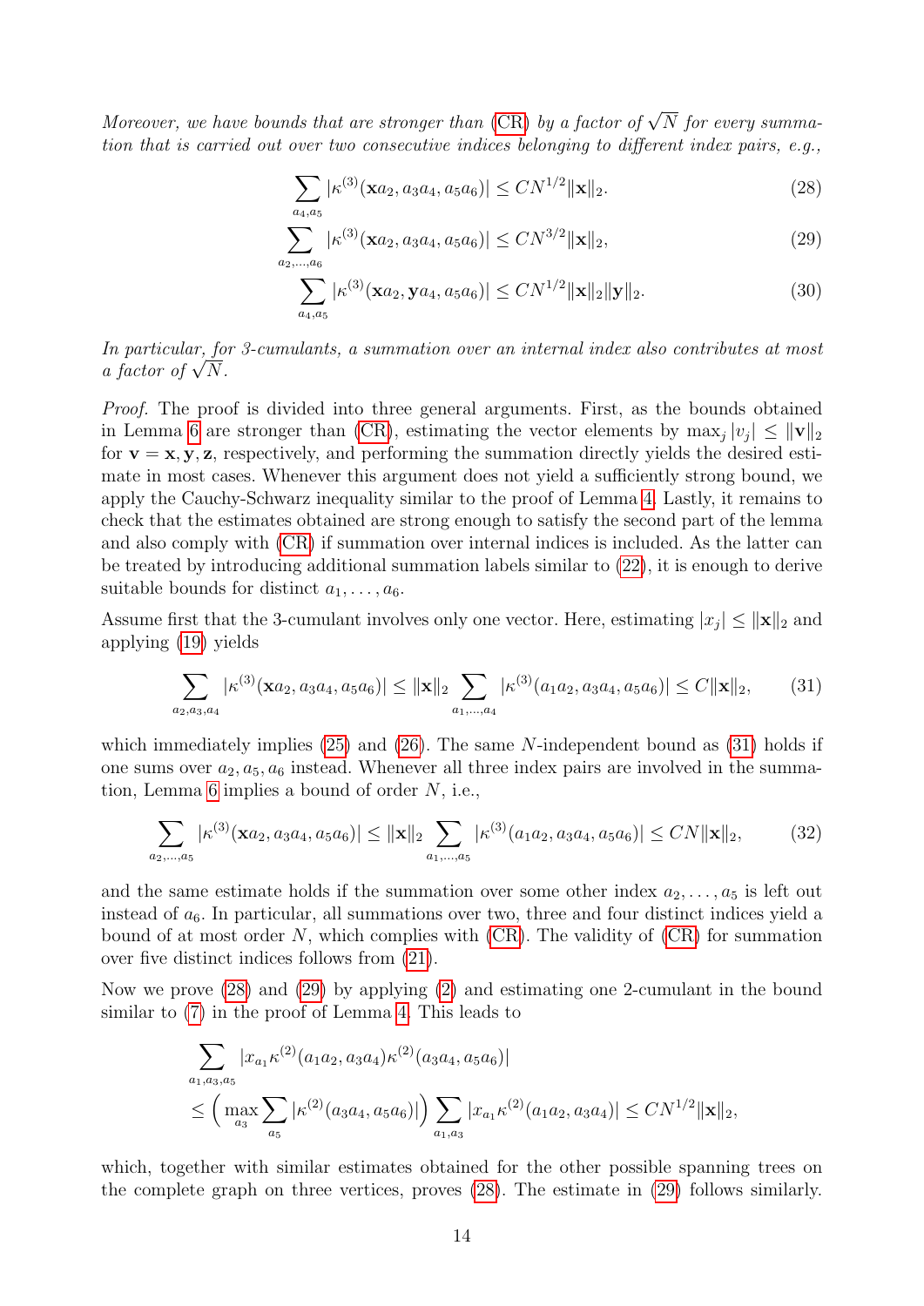*Moreover, we have bounds that are stronger than (CR) by a factor of $\sqrt{N}$ for every summation that is carried out over two consecutive indices belonging to different index pairs, e.g.,*

$$\sum_{a_4,a_5} |\kappa^{(3)}(\mathbf{x}a_2, a_3a_4, a_5a_6)| \leq CN^{1/2}\|\mathbf{x}\|_2. \tag{28}$$

$$\sum_{a_2,\ldots,a_6} |\kappa^{(3)}(\mathbf{x}a_2, a_3a_4, a_5a_6)| \leq CN^{3/2}\|\mathbf{x}\|_2, \tag{29}$$

$$\sum_{a_4,a_5} |\kappa^{(3)}(\mathbf{x}a_2, \mathbf{y}a_4, a_5a_6)| \leq CN^{1/2}\|\mathbf{x}\|_2\|\mathbf{y}\|_2. \tag{30}$$

*In particular, for 3-cumulants, a summation over an internal index also contributes at most a factor of $\sqrt{N}$.*

*Proof.* The proof is divided into three general arguments. First, as the bounds obtained in Lemma 6 are stronger than (CR), estimating the vector elements by $\max_j |v_j| \leq \|\mathbf{v}\|_2$ for $\mathbf{v} = \mathbf{x}, \mathbf{y}, \mathbf{z}$, respectively, and performing the summation directly yields the desired estimate in most cases. Whenever this argument does not yield a sufficiently strong bound, we apply the Cauchy-Schwarz inequality similar to the proof of Lemma 4. Lastly, it remains to check that the estimates obtained are strong enough to satisfy the second part of the lemma and also comply with (CR) if summation over internal indices is included. As the latter can be treated by introducing additional summation labels similar to (22), it is enough to derive suitable bounds for distinct $a_1, \ldots, a_6$.

Assume first that the 3-cumulant involves only one vector. Here, estimating $|x_j| \leq \|\mathbf{x}\|_2$ and applying (19) yields

$$\sum_{a_2,a_3,a_4} |\kappa^{(3)}(\mathbf{x}a_2, a_3a_4, a_5a_6)| \leq \|\mathbf{x}\|_2 \sum_{a_1,\ldots,a_4} |\kappa^{(3)}(a_1a_2, a_3a_4, a_5a_6)| \leq C\|\mathbf{x}\|_2, \tag{31}$$

which immediately implies (25) and (26). The same $N$-independent bound as (31) holds if one sums over $a_2, a_5, a_6$ instead. Whenever all three index pairs are involved in the summation, Lemma 6 implies a bound of order $N$, i.e.,

$$\sum_{a_2,\ldots,a_5} |\kappa^{(3)}(\mathbf{x}a_2, a_3a_4, a_5a_6)| \leq \|\mathbf{x}\|_2 \sum_{a_1,\ldots,a_5} |\kappa^{(3)}(a_1a_2, a_3a_4, a_5a_6)| \leq CN\|\mathbf{x}\|_2, \tag{32}$$

and the same estimate holds if the summation over some other index $a_2, \ldots, a_5$ is left out instead of $a_6$. In particular, all summations over two, three and four distinct indices yield a bound of at most order $N$, which complies with (CR). The validity of (CR) for summation over five distinct indices follows from (21).

Now we prove (28) and (29) by applying (2) and estimating one 2-cumulant in the bound similar to (7) in the proof of Lemma 4. This leads to

$$\begin{aligned}
&\sum_{a_1,a_3,a_5} |x_{a_1}\kappa^{(2)}(a_1a_2, a_3a_4)\kappa^{(2)}(a_3a_4, a_5a_6)| \\
&\leq \Big(\max_{a_3} \sum_{a_5} |\kappa^{(2)}(a_3a_4, a_5a_6)|\Big) \sum_{a_1,a_3} |x_{a_1}\kappa^{(2)}(a_1a_2, a_3a_4)| \leq CN^{1/2}\|\mathbf{x}\|_2,
\end{aligned}$$

which, together with similar estimates obtained for the other possible spanning trees on the complete graph on three vertices, proves (28). The estimate in (29) follows similarly.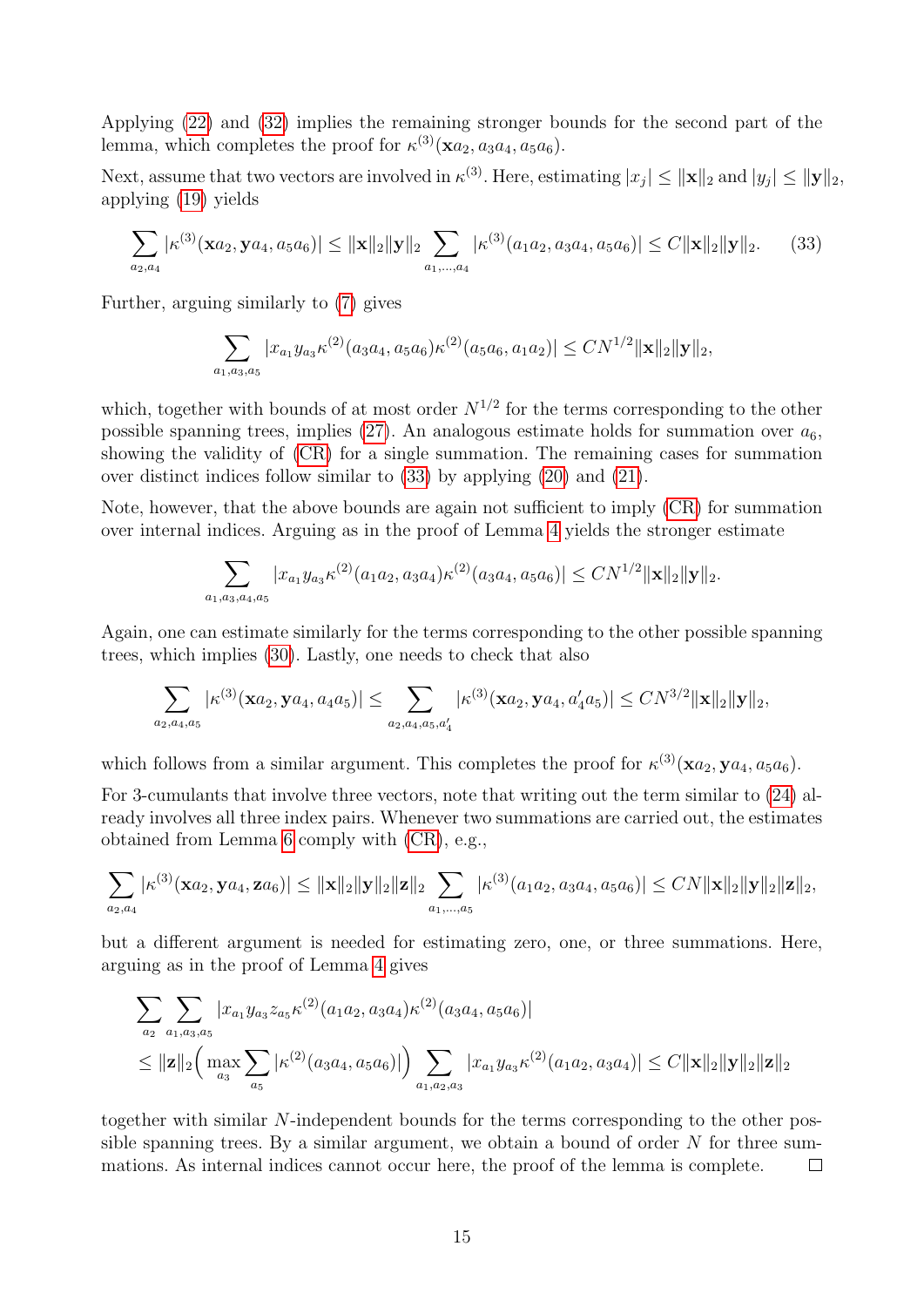Applying (22) and (32) implies the remaining stronger bounds for the second part of the lemma, which completes the proof for $\kappa^{(3)}(\mathbf{x}a_2, a_3a_4, a_5a_6)$.

Next, assume that two vectors are involved in $\kappa^{(3)}$. Here, estimating $|x_j| \le \|\mathbf{x}\|_2$ and $|y_j| \le \|\mathbf{y}\|_2$, applying (19) yields

$$\sum_{a_2,a_4} |\kappa^{(3)}(\mathbf{x}a_2, \mathbf{y}a_4, a_5a_6)| \le \|\mathbf{x}\|_2\|\mathbf{y}\|_2 \sum_{a_1,\dots,a_4} |\kappa^{(3)}(a_1a_2, a_3a_4, a_5a_6)| \le C\|\mathbf{x}\|_2\|\mathbf{y}\|_2. \tag{33}$$

Further, arguing similarly to (7) gives

$$\sum_{a_1,a_3,a_5} |x_{a_1} y_{a_3} \kappa^{(2)}(a_3a_4, a_5a_6)\kappa^{(2)}(a_5a_6, a_1a_2)| \le CN^{1/2}\|\mathbf{x}\|_2\|\mathbf{y}\|_2,$$

which, together with bounds of at most order $N^{1/2}$ for the terms corresponding to the other possible spanning trees, implies (27). An analogous estimate holds for summation over $a_6$, showing the validity of (CR) for a single summation. The remaining cases for summation over distinct indices follow similar to (33) by applying (20) and (21).

Note, however, that the above bounds are again not sufficient to imply (CR) for summation over internal indices. Arguing as in the proof of Lemma 4 yields the stronger estimate

$$\sum_{a_1,a_3,a_4,a_5} |x_{a_1} y_{a_3} \kappa^{(2)}(a_1a_2, a_3a_4)\kappa^{(2)}(a_3a_4, a_5a_6)| \le CN^{1/2}\|\mathbf{x}\|_2\|\mathbf{y}\|_2.$$

Again, one can estimate similarly for the terms corresponding to the other possible spanning trees, which implies (30). Lastly, one needs to check that also

$$\sum_{a_2,a_4,a_5} |\kappa^{(3)}(\mathbf{x}a_2, \mathbf{y}a_4, a_4a_5)| \le \sum_{a_2,a_4,a_5,a_4'} |\kappa^{(3)}(\mathbf{x}a_2, \mathbf{y}a_4, a_4'a_5)| \le CN^{3/2}\|\mathbf{x}\|_2\|\mathbf{y}\|_2,$$

which follows from a similar argument. This completes the proof for $\kappa^{(3)}(\mathbf{x}a_2, \mathbf{y}a_4, a_5a_6)$.

For 3-cumulants that involve three vectors, note that writing out the term similar to (24) already involves all three index pairs. Whenever two summations are carried out, the estimates obtained from Lemma 6 comply with (CR), e.g.,

$$\sum_{a_2,a_4} |\kappa^{(3)}(\mathbf{x}a_2, \mathbf{y}a_4, \mathbf{z}a_6)| \le \|\mathbf{x}\|_2\|\mathbf{y}\|_2\|\mathbf{z}\|_2 \sum_{a_1,\dots,a_5} |\kappa^{(3)}(a_1a_2, a_3a_4, a_5a_6)| \le CN\|\mathbf{x}\|_2\|\mathbf{y}\|_2\|\mathbf{z}\|_2,$$

but a different argument is needed for estimating zero, one, or three summations. Here, arguing as in the proof of Lemma 4 gives

$$\begin{aligned}
&\sum_{a_2} \sum_{a_1,a_3,a_5} |x_{a_1} y_{a_3} z_{a_5} \kappa^{(2)}(a_1a_2, a_3a_4)\kappa^{(2)}(a_3a_4, a_5a_6)| \\
&\le \|\mathbf{z}\|_2 \Big( \max_{a_3} \sum_{a_5} |\kappa^{(2)}(a_3a_4, a_5a_6)| \Big) \sum_{a_1,a_2,a_3} |x_{a_1} y_{a_3} \kappa^{(2)}(a_1a_2, a_3a_4)| \le C\|\mathbf{x}\|_2\|\mathbf{y}\|_2\|\mathbf{z}\|_2
\end{aligned}$$

together with similar $N$-independent bounds for the terms corresponding to the other possible spanning trees. By a similar argument, we obtain a bound of order $N$ for three summations. As internal indices cannot occur here, the proof of the lemma is complete. $\square$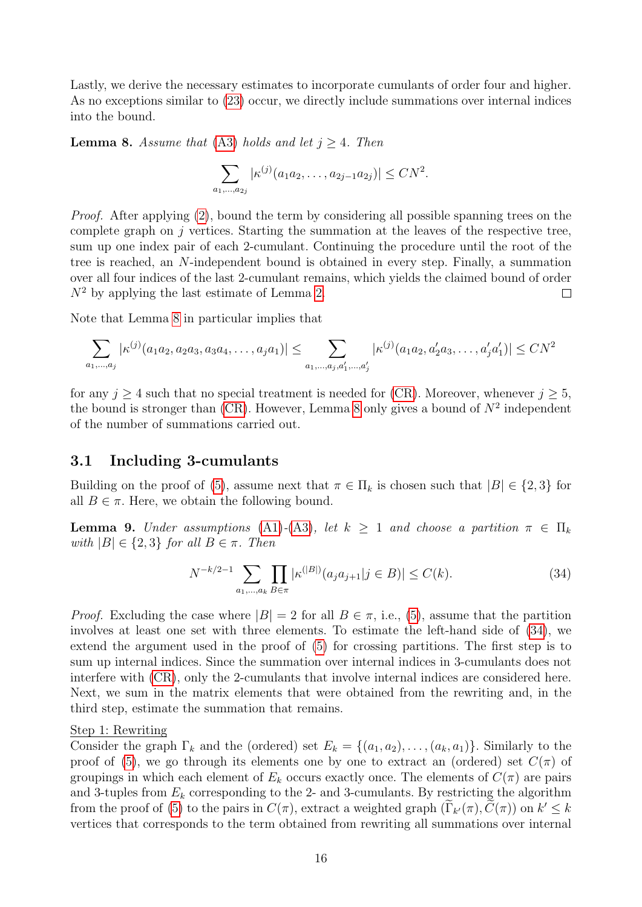Lastly, we derive the necessary estimates to incorporate cumulants of order four and higher. As no exceptions similar to (23) occur, we directly include summations over internal indices into the bound.

**Lemma 8.** *Assume that (A3) holds and let $j \geq 4$. Then*

$$\sum_{a_1,\ldots,a_{2j}} |\kappa^{(j)}(a_1a_2,\ldots,a_{2j-1}a_{2j})| \leq CN^2.$$

*Proof.* After applying (2), bound the term by considering all possible spanning trees on the complete graph on $j$ vertices. Starting the summation at the leaves of the respective tree, sum up one index pair of each 2-cumulant. Continuing the procedure until the root of the tree is reached, an $N$-independent bound is obtained in every step. Finally, a summation over all four indices of the last 2-cumulant remains, which yields the claimed bound of order $N^2$ by applying the last estimate of Lemma 2. □

Note that Lemma 8 in particular implies that

$$\sum_{a_1,\ldots,a_j} |\kappa^{(j)}(a_1a_2, a_2a_3, a_3a_4, \ldots, a_ja_1)| \leq \sum_{a_1,\ldots,a_j,a'_1,\ldots,a'_j} |\kappa^{(j)}(a_1a_2, a'_2a_3, \ldots, a'_ja'_1)| \leq CN^2$$

for any $j \geq 4$ such that no special treatment is needed for (CR). Moreover, whenever $j \geq 5$, the bound is stronger than (CR). However, Lemma 8 only gives a bound of $N^2$ independent of the number of summations carried out.

## 3.1 Including 3-cumulants

Building on the proof of (5), assume next that $\pi \in \Pi_k$ is chosen such that $|B| \in \{2, 3\}$ for all $B \in \pi$. Here, we obtain the following bound.

**Lemma 9.** *Under assumptions (A1)-(A3), let $k \geq 1$ and choose a partition $\pi \in \Pi_k$ with $|B| \in \{2, 3\}$ for all $B \in \pi$. Then*

$$N^{-k/2-1} \sum_{a_1,\ldots,a_k} \prod_{B\in\pi} |\kappa^{(|B|)}(a_ja_{j+1}|j \in B)| \leq C(k). \tag{34}$$

*Proof.* Excluding the case where $|B| = 2$ for all $B \in \pi$, i.e., (5), assume that the partition involves at least one set with three elements. To estimate the left-hand side of (34), we extend the argument used in the proof of (5) for crossing partitions. The first step is to sum up internal indices. Since the summation over internal indices in 3-cumulants does not interfere with (CR), only the 2-cumulants that involve internal indices are considered here. Next, we sum in the matrix elements that were obtained from the rewriting and, in the third step, estimate the summation that remains.

Step 1: Rewriting
Consider the graph $\Gamma_k$ and the (ordered) set $E_k = \{(a_1, a_2), \ldots, (a_k, a_1)\}$. Similarly to the proof of (5), we go through its elements one by one to extract an (ordered) set $C(\pi)$ of groupings in which each element of $E_k$ occurs exactly once. The elements of $C(\pi)$ are pairs and 3-tuples from $E_k$ corresponding to the 2- and 3-cumulants. By restricting the algorithm from the proof of (5) to the pairs in $C(\pi)$, extract a weighted graph $(\widetilde{\Gamma}_{k'}(\pi), \widetilde{C}(\pi))$ on $k' \leq k$ vertices that corresponds to the term obtained from rewriting all summations over internal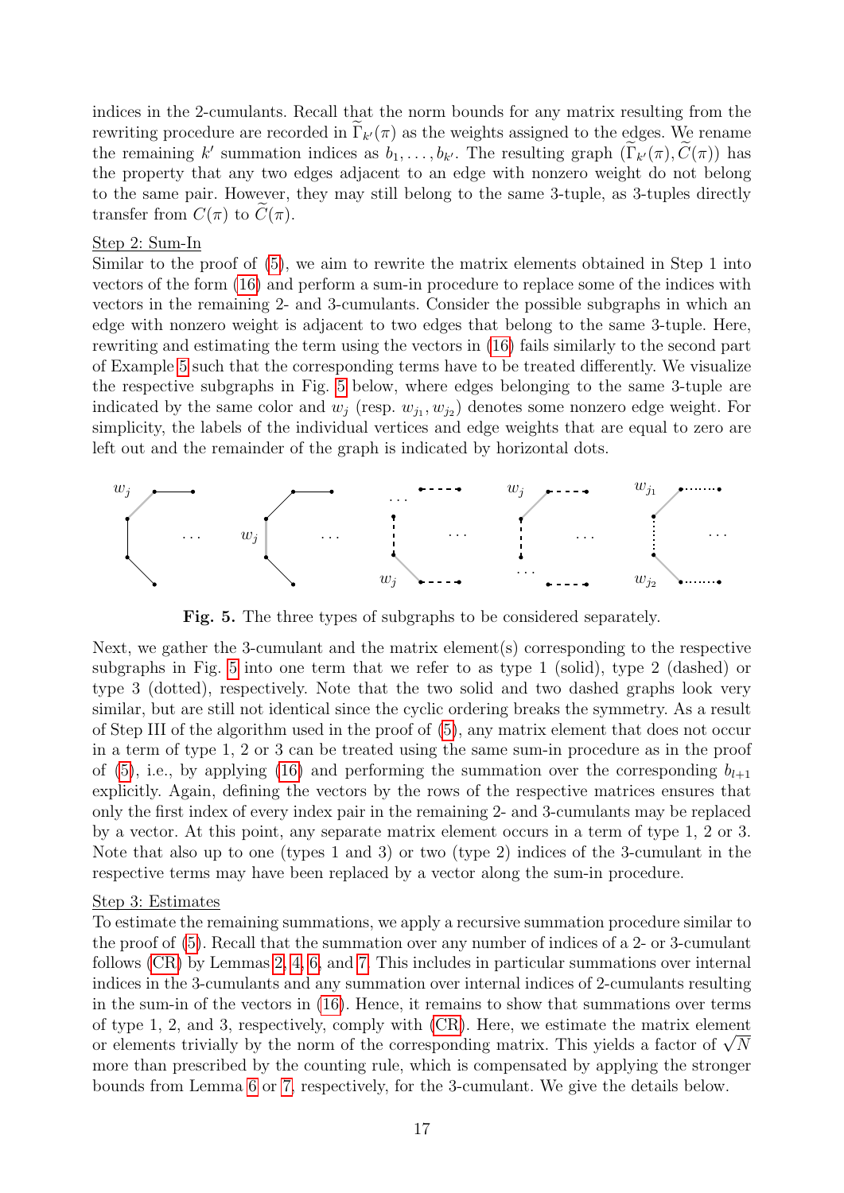indices in the 2-cumulants. Recall that the norm bounds for any matrix resulting from the rewriting procedure are recorded in $\widetilde{\Gamma}_{k'}(\pi)$ as the weights assigned to the edges. We rename the remaining $k'$ summation indices as $b_1, \ldots, b_{k'}$. The resulting graph $(\widetilde{\Gamma}_{k'}(\pi), \widetilde{C}(\pi))$ has the property that any two edges adjacent to an edge with nonzero weight do not belong to the same pair. However, they may still belong to the same 3-tuple, as 3-tuples directly transfer from $C(\pi)$ to $\widetilde{C}(\pi)$.

Step 2: Sum-In
Similar to the proof of (5), we aim to rewrite the matrix elements obtained in Step 1 into vectors of the form (16) and perform a sum-in procedure to replace some of the indices with vectors in the remaining 2- and 3-cumulants. Consider the possible subgraphs in which an edge with nonzero weight is adjacent to two edges that belong to the same 3-tuple. Here, rewriting and estimating the term using the vectors in (16) fails similarly to the second part of Example 5 such that the corresponding terms have to be treated differently. We visualize the respective subgraphs in Fig. 5 below, where edges belonging to the same 3-tuple are indicated by the same color and $w_j$ (resp. $w_{j_1}, w_{j_2}$) denotes some nonzero edge weight. For simplicity, the labels of the individual vertices and edge weights that are equal to zero are left out and the remainder of the graph is indicated by horizontal dots.

**Fig. 5.** The three types of subgraphs to be considered separately.

Next, we gather the 3-cumulant and the matrix element(s) corresponding to the respective subgraphs in Fig. 5 into one term that we refer to as type 1 (solid), type 2 (dashed) or type 3 (dotted), respectively. Note that the two solid and two dashed graphs look very similar, but are still not identical since the cyclic ordering breaks the symmetry. As a result of Step III of the algorithm used in the proof of (5), any matrix element that does not occur in a term of type 1, 2 or 3 can be treated using the same sum-in procedure as in the proof of (5), i.e., by applying (16) and performing the summation over the corresponding $b_{l+1}$ explicitly. Again, defining the vectors by the rows of the respective matrices ensures that only the first index of every index pair in the remaining 2- and 3-cumulants may be replaced by a vector. At this point, any separate matrix element occurs in a term of type 1, 2 or 3. Note that also up to one (types 1 and 3) or two (type 2) indices of the 3-cumulant in the respective terms may have been replaced by a vector along the sum-in procedure.

Step 3: Estimates
To estimate the remaining summations, we apply a recursive summation procedure similar to the proof of (5). Recall that the summation over any number of indices of a 2- or 3-cumulant follows (CR) by Lemmas 2, 4, 6, and 7. This includes in particular summations over internal indices in the 3-cumulants and any summation over internal indices of 2-cumulants resulting in the sum-in of the vectors in (16). Hence, it remains to show that summations over terms of type 1, 2, and 3, respectively, comply with (CR). Here, we estimate the matrix element or elements trivially by the norm of the corresponding matrix. This yields a factor of $\sqrt{N}$ more than prescribed by the counting rule, which is compensated by applying the stronger bounds from Lemma 6 or 7, respectively, for the 3-cumulant. We give the details below.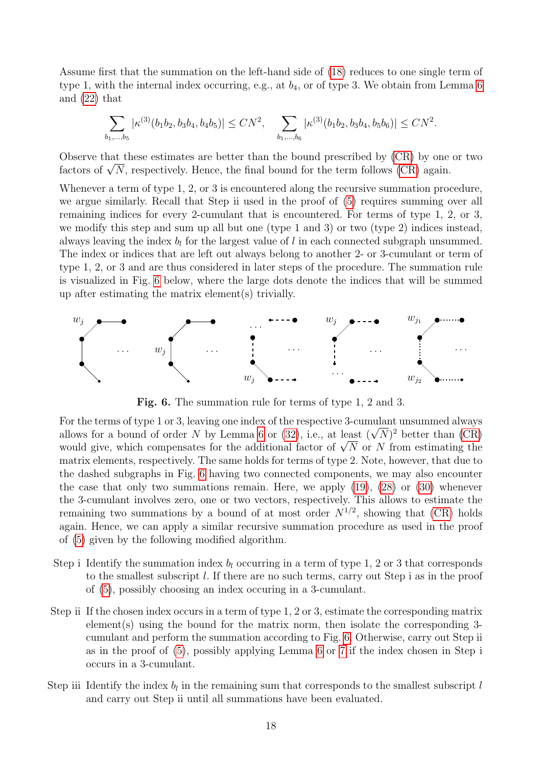Assume first that the summation on the left-hand side of (18) reduces to one single term of type 1, with the internal index occurring, e.g., at $b_4$, or of type 3. We obtain from Lemma 6 and (22) that

$$\sum_{b_1,\dots,b_5} |\kappa^{(3)}(b_1b_2, b_3b_4, b_4b_5)| \le CN^2, \quad \sum_{b_1,\dots,b_6} |\kappa^{(3)}(b_1b_2, b_3b_4, b_5b_6)| \le CN^2.$$

Observe that these estimates are better than the bound prescribed by (CR) by one or two factors of $\sqrt{N}$, respectively. Hence, the final bound for the term follows (CR) again.

Whenever a term of type 1, 2, or 3 is encountered along the recursive summation procedure, we argue similarly. Recall that Step ii used in the proof of (5) requires summing over all remaining indices for every 2-cumulant that is encountered. For terms of type 1, 2, or 3, we modify this step and sum up all but one (type 1 and 3) or two (type 2) indices instead, always leaving the index $b_l$ for the largest value of $l$ in each connected subgraph unsummed. The index or indices that are left out always belong to another 2- or 3-cumulant or term of type 1, 2, or 3 and are thus considered in later steps of the procedure. The summation rule is visualized in Fig. 6 below, where the large dots denote the indices that will be summed up after estimating the matrix element(s) trivially.

**Fig. 6.** The summation rule for terms of type 1, 2 and 3.

For the terms of type 1 or 3, leaving one index of the respective 3-cumulant unsummed always allows for a bound of order $N$ by Lemma 6 or (32), i.e., at least $(\sqrt{N})^2$ better than (CR) would give, which compensates for the additional factor of $\sqrt{N}$ or $N$ from estimating the matrix elements, respectively. The same holds for terms of type 2. Note, however, that due to the dashed subgraphs in Fig. 6 having two connected components, we may also encounter the case that only two summations remain. Here, we apply (19), (28) or (30) whenever the 3-cumulant involves zero, one or two vectors, respectively. This allows to estimate the remaining two summations by a bound of at most order $N^{1/2}$, showing that (CR) holds again. Hence, we can apply a similar recursive summation procedure as used in the proof of (5) given by the following modified algorithm.

- Step i Identify the summation index $b_l$ occurring in a term of type 1, 2 or 3 that corresponds to the smallest subscript $l$. If there are no such terms, carry out Step i as in the proof of (5), possibly choosing an index occuring in a 3-cumulant.
- Step ii If the chosen index occurs in a term of type 1, 2 or 3, estimate the corresponding matrix element(s) using the bound for the matrix norm, then isolate the corresponding 3-cumulant and perform the summation according to Fig. 6. Otherwise, carry out Step ii as in the proof of (5), possibly applying Lemma 6 or 7 if the index chosen in Step i occurs in a 3-cumulant.
- Step iii Identify the index $b_l$ in the remaining sum that corresponds to the smallest subscript $l$ and carry out Step ii until all summations have been evaluated.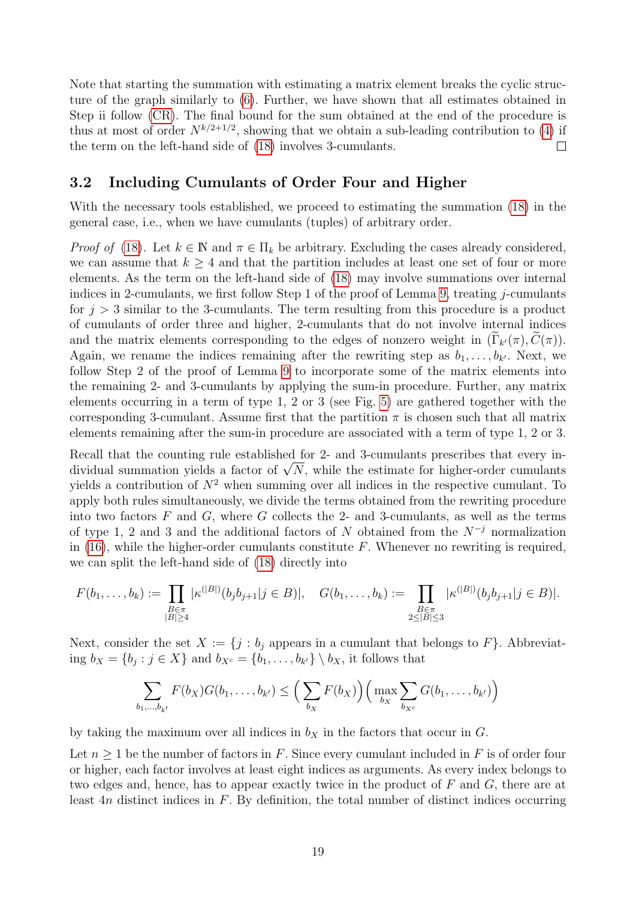Note that starting the summation with estimating a matrix element breaks the cyclic structure of the graph similarly to (6). Further, we have shown that all estimates obtained in Step ii follow (CR). The final bound for the sum obtained at the end of the procedure is thus at most of order $N^{k/2+1/2}$, showing that we obtain a sub-leading contribution to (4) if the term on the left-hand side of (18) involves 3-cumulants. □

## 3.2 Including Cumulants of Order Four and Higher

With the necessary tools established, we proceed to estimating the summation (18) in the general case, i.e., when we have cumulants (tuples) of arbitrary order.

*Proof of* (18). Let $k \in \mathbb{N}$ and $\pi \in \Pi_k$ be arbitrary. Excluding the cases already considered, we can assume that $k \geq 4$ and that the partition includes at least one set of four or more elements. As the term on the left-hand side of (18) may involve summations over internal indices in 2-cumulants, we first follow Step 1 of the proof of Lemma 9, treating $j$-cumulants for $j > 3$ similar to the 3-cumulants. The term resulting from this procedure is a product of cumulants of order three and higher, 2-cumulants that do not involve internal indices and the matrix elements corresponding to the edges of nonzero weight in $(\widetilde{\Gamma}_{k'}(\pi), \widetilde{C}(\pi))$. Again, we rename the indices remaining after the rewriting step as $b_1, \ldots, b_{k'}$. Next, we follow Step 2 of the proof of Lemma 9 to incorporate some of the matrix elements into the remaining 2- and 3-cumulants by applying the sum-in procedure. Further, any matrix elements occurring in a term of type 1, 2 or 3 (see Fig. 5) are gathered together with the corresponding 3-cumulant. Assume first that the partition $\pi$ is chosen such that all matrix elements remaining after the sum-in procedure are associated with a term of type 1, 2 or 3.

Recall that the counting rule established for 2- and 3-cumulants prescribes that every individual summation yields a factor of $\sqrt{N}$, while the estimate for higher-order cumulants yields a contribution of $N^2$ when summing over all indices in the respective cumulant. To apply both rules simultaneously, we divide the terms obtained from the rewriting procedure into two factors $F$ and $G$, where $G$ collects the 2- and 3-cumulants, as well as the terms of type 1, 2 and 3 and the additional factors of $N$ obtained from the $N^{-j}$ normalization in (16), while the higher-order cumulants constitute $F$. Whenever no rewriting is required, we can split the left-hand side of (18) directly into

$$F(b_1, \ldots, b_k) := \prod_{\substack{B \in \pi \\ |B| \geq 4}} |\kappa^{(|B|)}(b_j b_{j+1} | j \in B)|, \quad G(b_1, \ldots, b_k) := \prod_{\substack{B \in \pi \\ 2 \leq |B| \leq 3}} |\kappa^{(|B|)}(b_j b_{j+1} | j \in B)|.$$

Next, consider the set $X := \{j : b_j \text{ appears in a cumulant that belongs to } F\}$. Abbreviating $b_X = \{b_j : j \in X\}$ and $b_{X^c} = \{b_1, \ldots, b_{k'}\} \setminus b_X$, it follows that

$$\sum_{b_1, \ldots, b_{k'}} F(b_X) G(b_1, \ldots, b_{k'}) \leq \Big( \sum_{b_X} F(b_X) \Big) \Big( \max_{b_X} \sum_{b_{X^c}} G(b_1, \ldots, b_{k'}) \Big)$$

by taking the maximum over all indices in $b_X$ in the factors that occur in $G$.

Let $n \geq 1$ be the number of factors in $F$. Since every cumulant included in $F$ is of order four or higher, each factor involves at least eight indices as arguments. As every index belongs to two edges and, hence, has to appear exactly twice in the product of $F$ and $G$, there are at least $4n$ distinct indices in $F$. By definition, the total number of distinct indices occurring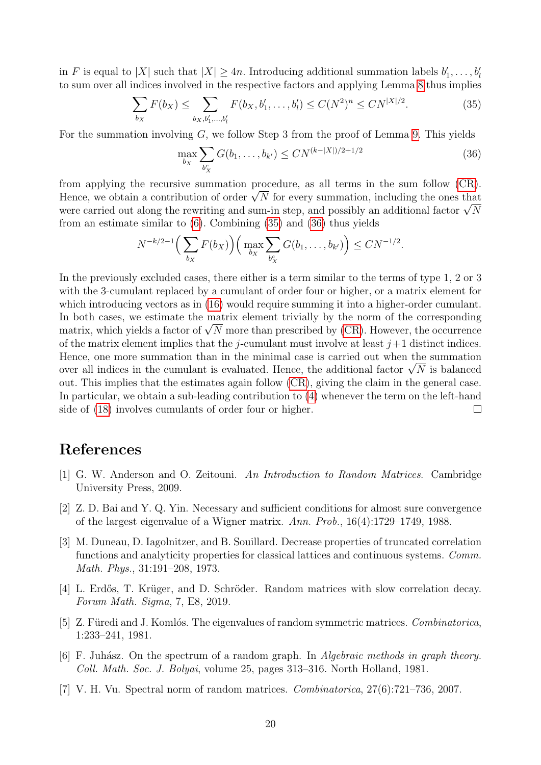in $F$ is equal to $|X|$ such that $|X| \geq 4n$. Introducing additional summation labels $b'_1, \ldots, b'_l$ to sum over all indices involved in the respective factors and applying Lemma 8 thus implies

$$\sum_{b_X} F(b_X) \leq \sum_{b_X, b'_1, \ldots, b'_l} F(b_X, b'_1, \ldots, b'_l) \leq C(N^2)^n \leq CN^{|X|/2}. \tag{35}$$

For the summation involving $G$, we follow Step 3 from the proof of Lemma 9. This yields

$$\max_{b_X} \sum_{b_X^c} G(b_1, \ldots, b_{k'}) \leq CN^{(k-|X|)/2+1/2} \tag{36}$$

from applying the recursive summation procedure, as all terms in the sum follow (CR). Hence, we obtain a contribution of order $\sqrt{N}$ for every summation, including the ones that were carried out along the rewriting and sum-in step, and possibly an additional factor $\sqrt{N}$ from an estimate similar to (6). Combining (35) and (36) thus yields

$$N^{-k/2-1}\Big(\sum_{b_X} F(b_X)\Big)\Big(\max_{b_X} \sum_{b_X^c} G(b_1, \ldots, b_{k'})\Big) \leq CN^{-1/2}.$$

In the previously excluded cases, there either is a term similar to the terms of type 1, 2 or 3 with the 3-cumulant replaced by a cumulant of order four or higher, or a matrix element for which introducing vectors as in (16) would require summing it into a higher-order cumulant. In both cases, we estimate the matrix element trivially by the norm of the corresponding matrix, which yields a factor of $\sqrt{N}$ more than prescribed by (CR). However, the occurrence of the matrix element implies that the $j$-cumulant must involve at least $j+1$ distinct indices. Hence, one more summation than in the minimal case is carried out when the summation over all indices in the cumulant is evaluated. Hence, the additional factor $\sqrt{N}$ is balanced out. This implies that the estimates again follow (CR), giving the claim in the general case. In particular, we obtain a sub-leading contribution to (4) whenever the term on the left-hand side of (18) involves cumulants of order four or higher. □

## References

[1] G. W. Anderson and O. Zeitouni. *An Introduction to Random Matrices*. Cambridge University Press, 2009.

[2] Z. D. Bai and Y. Q. Yin. Necessary and sufficient conditions for almost sure convergence of the largest eigenvalue of a Wigner matrix. *Ann. Prob.*, 16(4):1729–1749, 1988.

[3] M. Duneau, D. Iagolnitzer, and B. Souillard. Decrease properties of truncated correlation functions and analyticity properties for classical lattices and continuous systems. *Comm. Math. Phys.*, 31:191–208, 1973.

[4] L. Erdős, T. Krüger, and D. Schröder. Random matrices with slow correlation decay. *Forum Math. Sigma*, 7, E8, 2019.

[5] Z. Füredi and J. Komlós. The eigenvalues of random symmetric matrices. *Combinatorica*, 1:233–241, 1981.

[6] F. Juhász. On the spectrum of a random graph. In *Algebraic methods in graph theory. Coll. Math. Soc. J. Bolyai*, volume 25, pages 313–316. North Holland, 1981.

[7] V. H. Vu. Spectral norm of random matrices. *Combinatorica*, 27(6):721–736, 2007.